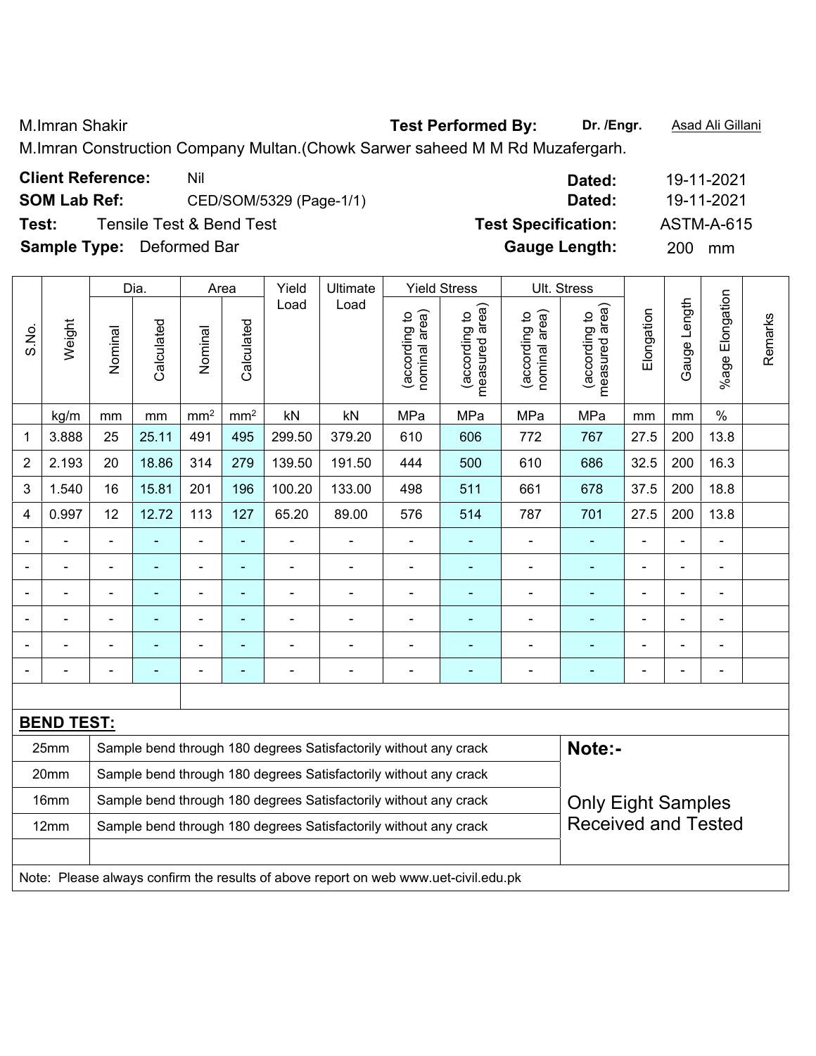M.Imran Shakir **Test Performed By:** **Dr. /Engr.** Asad Ali Gillani

M.Imran Construction Company Multan.(Chowk Sarwer saheed M M Rd Muzafergarh.

**Client Reference:** Nil **Dated:** 19-11-2021

**SOM Lab Ref:** CED/SOM/5329 (Page-1/1) **Dated:** 19-11-2021

**Test:** Tensile Test & Bend Test **Test Specification:** ASTM-A-615

**Sample Type:** Deformed Bar **Gauge Length:** 200 mm

| S.No. | Weight | Dia. | | Area | | Yield Load | Ultimate Load | Yield Stress | | Ult. Stress | | Elongation | Gauge Length | %age Elongation | Remarks |
|---|---|---|---|---|---|---|---|---|---|---|---|---|---|---|---|
| | | Nominal | Calculated | Nominal | Calculated | | | (according to nominal area) | (according to measured area) | (according to nominal area) | (according to measured area) | | | | |
| | kg/m | mm | mm | mm$^2$ | mm$^2$ | kN | kN | MPa | MPa | MPa | MPa | mm | mm | % | |
| 1 | 3.888 | 25 | 25.11 | 491 | 495 | 299.50 | 379.20 | 610 | 606 | 772 | 767 | 27.5 | 200 | 13.8 | |
| 2 | 2.193 | 20 | 18.86 | 314 | 279 | 139.50 | 191.50 | 444 | 500 | 610 | 686 | 32.5 | 200 | 16.3 | |
| 3 | 1.540 | 16 | 15.81 | 201 | 196 | 100.20 | 133.00 | 498 | 511 | 661 | 678 | 37.5 | 200 | 18.8 | |
| 4 | 0.997 | 12 | 12.72 | 113 | 127 | 65.20 | 89.00 | 576 | 514 | 787 | 701 | 27.5 | 200 | 13.8 | |
| - | - | - | - | - | - | - | - | - | - | - | - | - | - | - | |
| - | - | - | - | - | - | - | - | - | - | - | - | - | - | - | |
| - | - | - | - | - | - | - | - | - | - | - | - | - | - | - | |
| - | - | - | - | - | - | - | - | - | - | - | - | - | - | - | |
| - | - | - | - | - | - | - | - | - | - | - | - | - | - | - | |
| - | - | - | - | - | - | - | - | - | - | - | - | - | - | - | |

**BEND TEST:**

| Size | Result |
|---|---|
| 25mm | Sample bend through 180 degrees Satisfactorily without any crack |
| 20mm | Sample bend through 180 degrees Satisfactorily without any crack |
| 16mm | Sample bend through 180 degrees Satisfactorily without any crack |
| 12mm | Sample bend through 180 degrees Satisfactorily without any crack |

**Note:-**

Only Eight Samples Received and Tested

Note: Please always confirm the results of above report on web www.uet-civil.edu.pk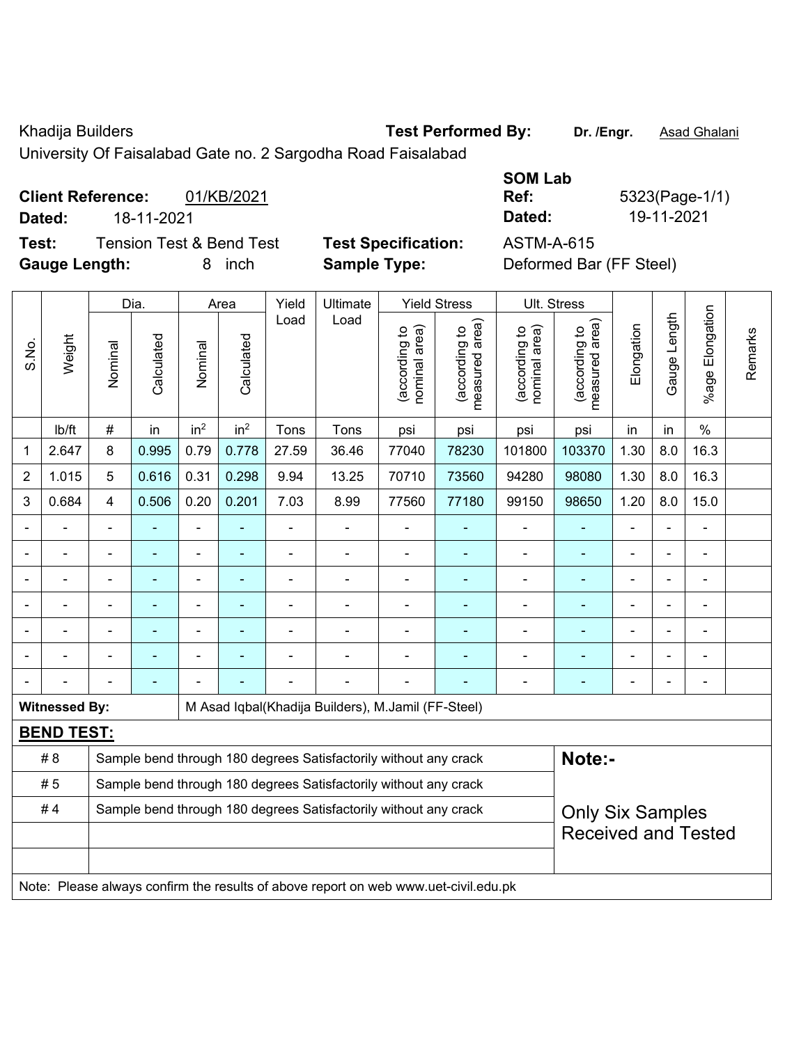Khadija Builders

University Of Faisalabad Gate no. 2 Sargodha Road Faisalabad

**Test Performed By:** **Dr. /Engr.** Asad Ghalani

**Client Reference:** 01/KB/2021

**Dated:** 18-11-2021

**SOM Lab Ref:** 5323(Page-1/1)

**Dated:** 19-11-2021

**Test:** Tension Test & Bend Test

**Test Specification:** ASTM-A-615

**Gauge Length:** 8 inch

**Sample Type:** Deformed Bar (FF Steel)

| S.No. | Weight | Dia. | | Area | | Yield Load | Ultimate Load | Yield Stress | | Ult. Stress | | Elongation | Gauge Length | %age Elongation | Remarks |
|---|---|---|---|---|---|---|---|---|---|---|---|---|---|---|---|
| | | Nominal | Calculated | Nominal | Calculated | | | (according to nominal area) | (according to measured area) | (according to nominal area) | (according to measured area) | | | | |
| | lb/ft | # | in | in² | in² | Tons | Tons | psi | psi | psi | psi | in | in | % | |
| 1 | 2.647 | 8 | 0.995 | 0.79 | 0.778 | 27.59 | 36.46 | 77040 | 78230 | 101800 | 103370 | 1.30 | 8.0 | 16.3 | |
| 2 | 1.015 | 5 | 0.616 | 0.31 | 0.298 | 9.94 | 13.25 | 70710 | 73560 | 94280 | 98080 | 1.30 | 8.0 | 16.3 | |
| 3 | 0.684 | 4 | 0.506 | 0.20 | 0.201 | 7.03 | 8.99 | 77560 | 77180 | 99150 | 98650 | 1.20 | 8.0 | 15.0 | |
| - | - | - | - | - | - | - | - | - | - | - | - | - | - | - | |
| - | - | - | - | - | - | - | - | - | - | - | - | - | - | - | |
| - | - | - | - | - | - | - | - | - | - | - | - | - | - | - | |
| - | - | - | - | - | - | - | - | - | - | - | - | - | - | - | |
| - | - | - | - | - | - | - | - | - | - | - | - | - | - | - | |
| - | - | - | - | - | - | - | - | - | - | - | - | - | - | - | |
| - | - | - | - | - | - | - | - | - | - | - | - | - | - | - | |

**Witnessed By:** M Asad Iqbal(Khadija Builders), M.Jamil (FF-Steel)

**BEND TEST:**

| | |
|---|---|
| # 8 | Sample bend through 180 degrees Satisfactorily without any crack |
| # 5 | Sample bend through 180 degrees Satisfactorily without any crack |
| # 4 | Sample bend through 180 degrees Satisfactorily without any crack |
| | |
| | |

**Note:-**

Only Six Samples Received and Tested

Note: Please always confirm the results of above report on web www.uet-civil.edu.pk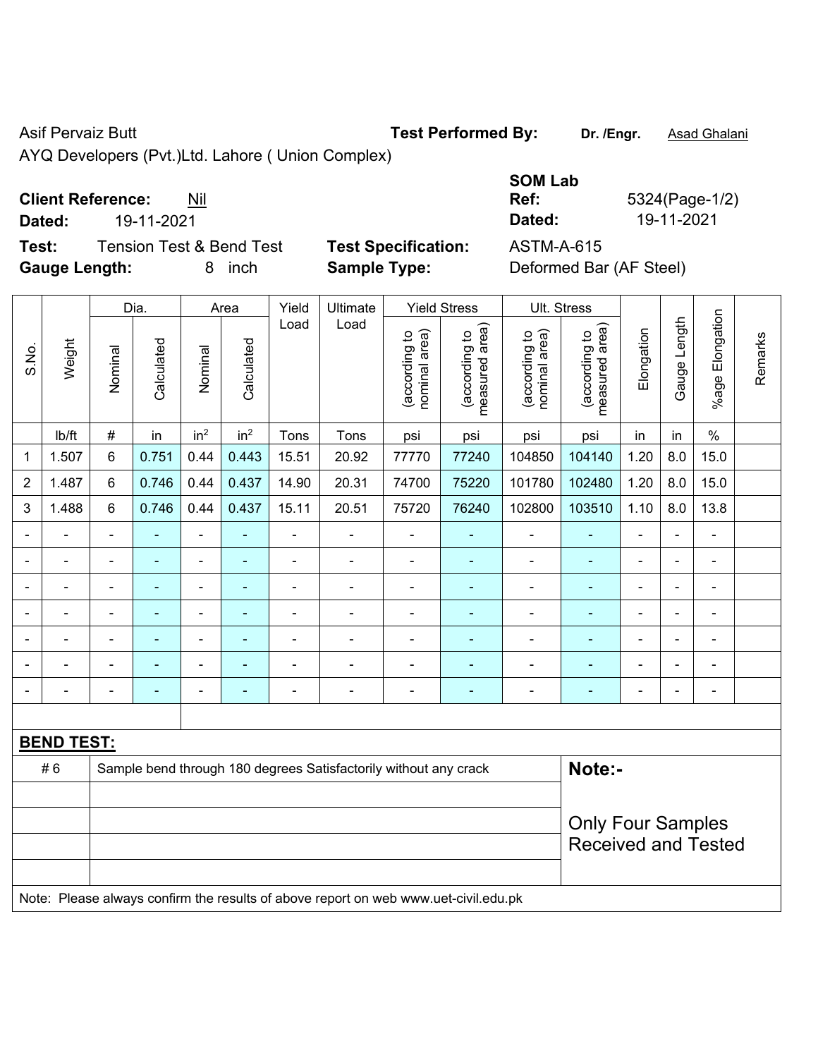Asif Pervaiz Butt

AYQ Developers (Pvt.)Ltd. Lahore ( Union Complex)

**Test Performed By:** **Dr. /Engr.** Asad Ghalani

**SOM Lab**

**Client Reference:** Nil

**Dated:** 19-11-2021

**Ref:** 5324(Page-1/2)

**Dated:** 19-11-2021

**Test:** Tension Test & Bend Test

**Gauge Length:** 8 inch

**Test Specification:** ASTM-A-615

**Sample Type:** Deformed Bar (AF Steel)

| S.No. | Weight | Dia. | | Area | | Yield Load | Ultimate Load | Yield Stress | | Ult. Stress | | Elongation | Gauge Length | %age Elongation | Remarks |
|---|---|---|---|---|---|---|---|---|---|---|---|---|---|---|---|
| | | Nominal | Calculated | Nominal | Calculated | | | (according to nominal area) | (according to measured area) | (according to nominal area) | (according to measured area) | | | | |
| | lb/ft | # | in | $in^2$ | $in^2$ | Tons | Tons | psi | psi | psi | psi | in | in | % | |
| 1 | 1.507 | 6 | 0.751 | 0.44 | 0.443 | 15.51 | 20.92 | 77770 | 77240 | 104850 | 104140 | 1.20 | 8.0 | 15.0 | |
| 2 | 1.487 | 6 | 0.746 | 0.44 | 0.437 | 14.90 | 20.31 | 74700 | 75220 | 101780 | 102480 | 1.20 | 8.0 | 15.0 | |
| 3 | 1.488 | 6 | 0.746 | 0.44 | 0.437 | 15.11 | 20.51 | 75720 | 76240 | 102800 | 103510 | 1.10 | 8.0 | 13.8 | |
| - | - | - | - | - | - | - | - | - | - | - | - | - | - | - | |
| - | - | - | - | - | - | - | - | - | - | - | - | - | - | - | |
| - | - | - | - | - | - | - | - | - | - | - | - | - | - | - | |
| - | - | - | - | - | - | - | - | - | - | - | - | - | - | - | |
| - | - | - | - | - | - | - | - | - | - | - | - | - | - | - | |
| - | - | - | - | - | - | - | - | - | - | - | - | - | - | - | |
| - | - | - | - | - | - | - | - | - | - | - | - | - | - | - | |

**BEND TEST:**

| | | |
|---|---|---|
| # 6 | Sample bend through 180 degrees Satisfactorily without any crack | **Note:-** |
| | | Only Four Samples Received and Tested |

Note: Please always confirm the results of above report on web www.uet-civil.edu.pk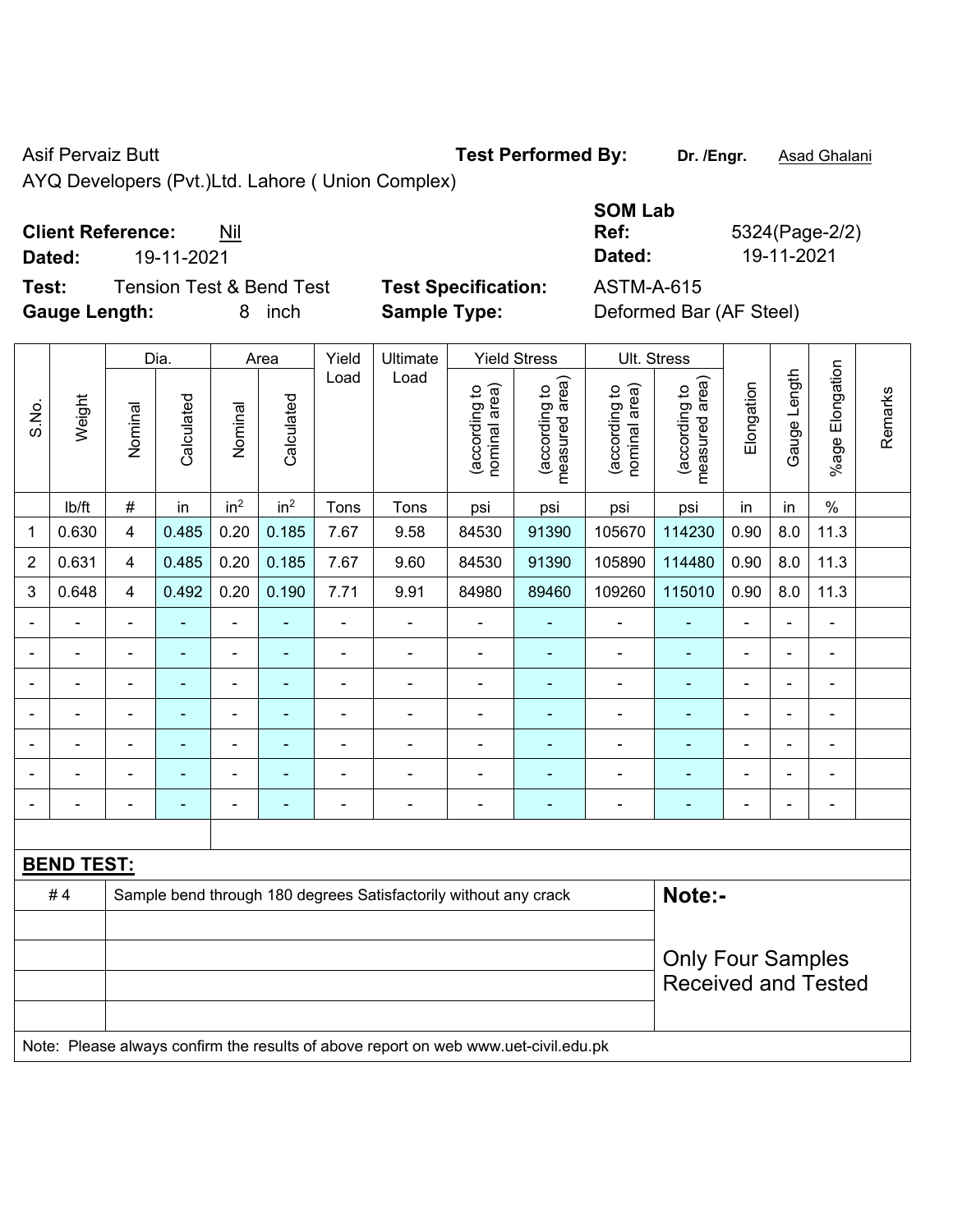Asif Pervaiz Butt

AYQ Developers (Pvt.)Ltd. Lahore ( Union Complex)

**Test Performed By:** **Dr. /Engr.** Asad Ghalani

**Client Reference:** Nil

**Dated:** 19-11-2021

**SOM Lab Ref:** 5324(Page-2/2)

**Dated:** 19-11-2021

**Test:** Tension Test & Bend Test

**Test Specification:** ASTM-A-615

**Gauge Length:** 8 inch

**Sample Type:** Deformed Bar (AF Steel)

| S.No. | Weight | Dia. | | Area | | Yield Load | Ultimate Load | Yield Stress | | Ult. Stress | | Elongation | Gauge Length | %age Elongation | Remarks |
|---|---|---|---|---|---|---|---|---|---|---|---|---|---|---|---|
| | | Nominal | Calculated | Nominal | Calculated | | | (according to nominal area) | (according to measured area) | (according to nominal area) | (according to measured area) | | | | |
| | lb/ft | # | in | in$^2$ | in$^2$ | Tons | Tons | psi | psi | psi | psi | in | in | % | |
| 1 | 0.630 | 4 | 0.485 | 0.20 | 0.185 | 7.67 | 9.58 | 84530 | 91390 | 105670 | 114230 | 0.90 | 8.0 | 11.3 | |
| 2 | 0.631 | 4 | 0.485 | 0.20 | 0.185 | 7.67 | 9.60 | 84530 | 91390 | 105890 | 114480 | 0.90 | 8.0 | 11.3 | |
| 3 | 0.648 | 4 | 0.492 | 0.20 | 0.190 | 7.71 | 9.91 | 84980 | 89460 | 109260 | 115010 | 0.90 | 8.0 | 11.3 | |
| - | - | - | - | - | - | - | - | - | - | - | - | - | - | - | |
| - | - | - | - | - | - | - | - | - | - | - | - | - | - | - | |
| - | - | - | - | - | - | - | - | - | - | - | - | - | - | - | |
| - | - | - | - | - | - | - | - | - | - | - | - | - | - | - | |
| - | - | - | - | - | - | - | - | - | - | - | - | - | - | - | |
| - | - | - | - | - | - | - | - | - | - | - | - | - | - | - | |
| - | - | - | - | - | - | - | - | - | - | - | - | - | - | - | |

**BEND TEST:**

| | | |
|---|---|---|
| # 4 | Sample bend through 180 degrees Satisfactorily without any crack | **Note:-** Only Four Samples Received and Tested |

Note: Please always confirm the results of above report on web www.uet-civil.edu.pk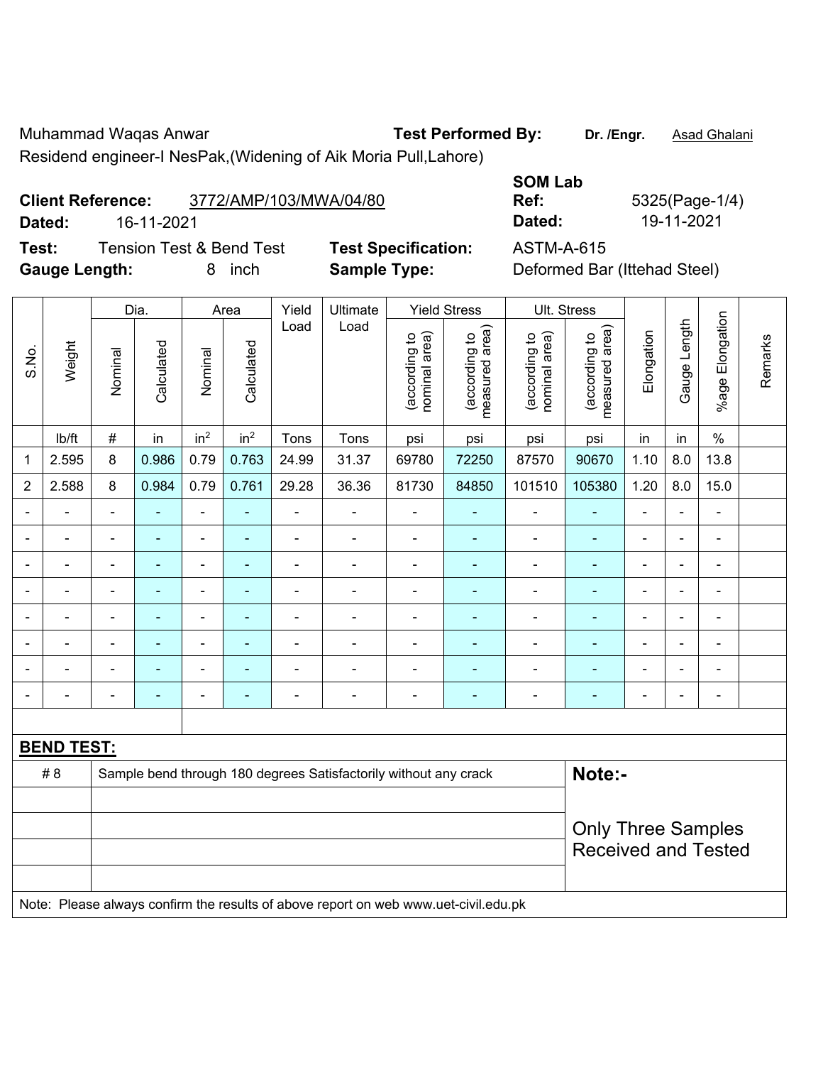Muhammad Waqas Anwar **Test Performed By:** **Dr. /Engr.** Asad Ghalani

Residend engineer-I NesPak,(Widening of Aik Moria Pull,Lahore)

**Client Reference:** 3772/AMP/103/MWA/04/80

**Dated:** 16-11-2021

**SOM Lab Ref:** 5325(Page-1/4)

**Dated:** 19-11-2021

**Test:** Tension Test & Bend Test **Test Specification:** ASTM-A-615

**Gauge Length:** 8 inch **Sample Type:** Deformed Bar (Ittehad Steel)

| S.No. | Weight | Dia. | | Area | | Yield Load | Ultimate Load | Yield Stress | | Ult. Stress | | Elongation | Gauge Length | %age Elongation | Remarks |
|---|---|---|---|---|---|---|---|---|---|---|---|---|---|---|---|
| | | Nominal | Calculated | Nominal | Calculated | | | (according to nominal area) | (according to measured area) | (according to nominal area) | (according to measured area) | | | | |
| | lb/ft | # | in | in$^2$ | in$^2$ | Tons | Tons | psi | psi | psi | psi | in | in | % | |
| 1 | 2.595 | 8 | 0.986 | 0.79 | 0.763 | 24.99 | 31.37 | 69780 | 72250 | 87570 | 90670 | 1.10 | 8.0 | 13.8 | |
| 2 | 2.588 | 8 | 0.984 | 0.79 | 0.761 | 29.28 | 36.36 | 81730 | 84850 | 101510 | 105380 | 1.20 | 8.0 | 15.0 | |
| - | - | - | - | - | - | - | - | - | - | - | - | - | - | - | |
| - | - | - | - | - | - | - | - | - | - | - | - | - | - | - | |
| - | - | - | - | - | - | - | - | - | - | - | - | - | - | - | |
| - | - | - | - | - | - | - | - | - | - | - | - | - | - | - | |
| - | - | - | - | - | - | - | - | - | - | - | - | - | - | - | |
| - | - | - | - | - | - | - | - | - | - | - | - | - | - | - | |
| - | - | - | - | - | - | - | - | - | - | - | - | - | - | - | |
| - | - | - | - | - | - | - | - | - | - | - | - | - | - | - | |

**BEND TEST:**

| | | |
|---|---|---|
| # 8 | Sample bend through 180 degrees Satisfactorily without any crack | **Note:-** Only Three Samples Received and Tested |

Note: Please always confirm the results of above report on web www.uet-civil.edu.pk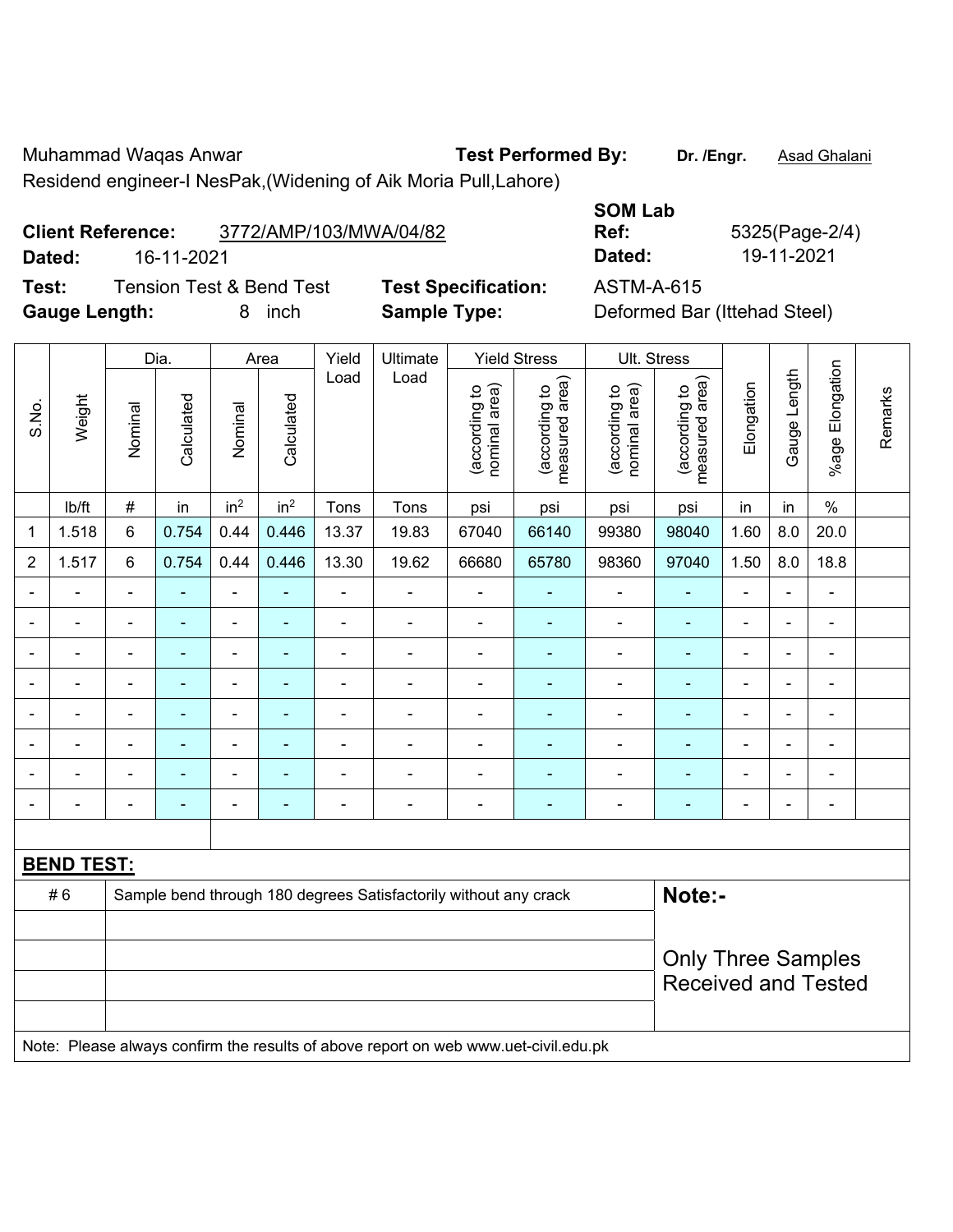Muhammad Waqas Anwar **Test Performed By:** **Dr. /Engr.** Asad Ghalani

Residend engineer-I NesPak,(Widening of Aik Moria Pull,Lahore)

**Client Reference:** 3772/AMP/103/MWA/04/82

**Dated:** 16-11-2021

**SOM Lab Ref:** 5325(Page-2/4)

**Dated:** 19-11-2021

**Test:** Tension Test & Bend Test **Test Specification:** ASTM-A-615

**Gauge Length:** 8 inch **Sample Type:** Deformed Bar (Ittehad Steel)

| S.No. | Weight | Dia. | | Area | | Yield Load | Ultimate Load | Yield Stress | | Ult. Stress | | Elongation | Gauge Length | %age Elongation | Remarks |
|---|---|---|---|---|---|---|---|---|---|---|---|---|---|---|---|
| | | Nominal | Calculated | Nominal | Calculated | | | (according to nominal area) | (according to measured area) | (according to nominal area) | (according to measured area) | | | | |
| | lb/ft | # | in | in$^2$ | in$^2$ | Tons | Tons | psi | psi | psi | psi | in | in | % | |
| 1 | 1.518 | 6 | 0.754 | 0.44 | 0.446 | 13.37 | 19.83 | 67040 | 66140 | 99380 | 98040 | 1.60 | 8.0 | 20.0 | |
| 2 | 1.517 | 6 | 0.754 | 0.44 | 0.446 | 13.30 | 19.62 | 66680 | 65780 | 98360 | 97040 | 1.50 | 8.0 | 18.8 | |
| - | - | - | - | - | - | - | - | - | - | - | - | - | - | - | |
| - | - | - | - | - | - | - | - | - | - | - | - | - | - | - | |
| - | - | - | - | - | - | - | - | - | - | - | - | - | - | - | |
| - | - | - | - | - | - | - | - | - | - | - | - | - | - | - | |
| - | - | - | - | - | - | - | - | - | - | - | - | - | - | - | |
| - | - | - | - | - | - | - | - | - | - | - | - | - | - | - | |
| - | - | - | - | - | - | - | - | - | - | - | - | - | - | - | |
| - | - | - | - | - | - | - | - | - | - | - | - | - | - | - | |

**BEND TEST:**

| | | |
|---|---|---|
| # 6 | Sample bend through 180 degrees Satisfactorily without any crack | **Note:-** |
| | | Only Three Samples Received and Tested |

Note: Please always confirm the results of above report on web www.uet-civil.edu.pk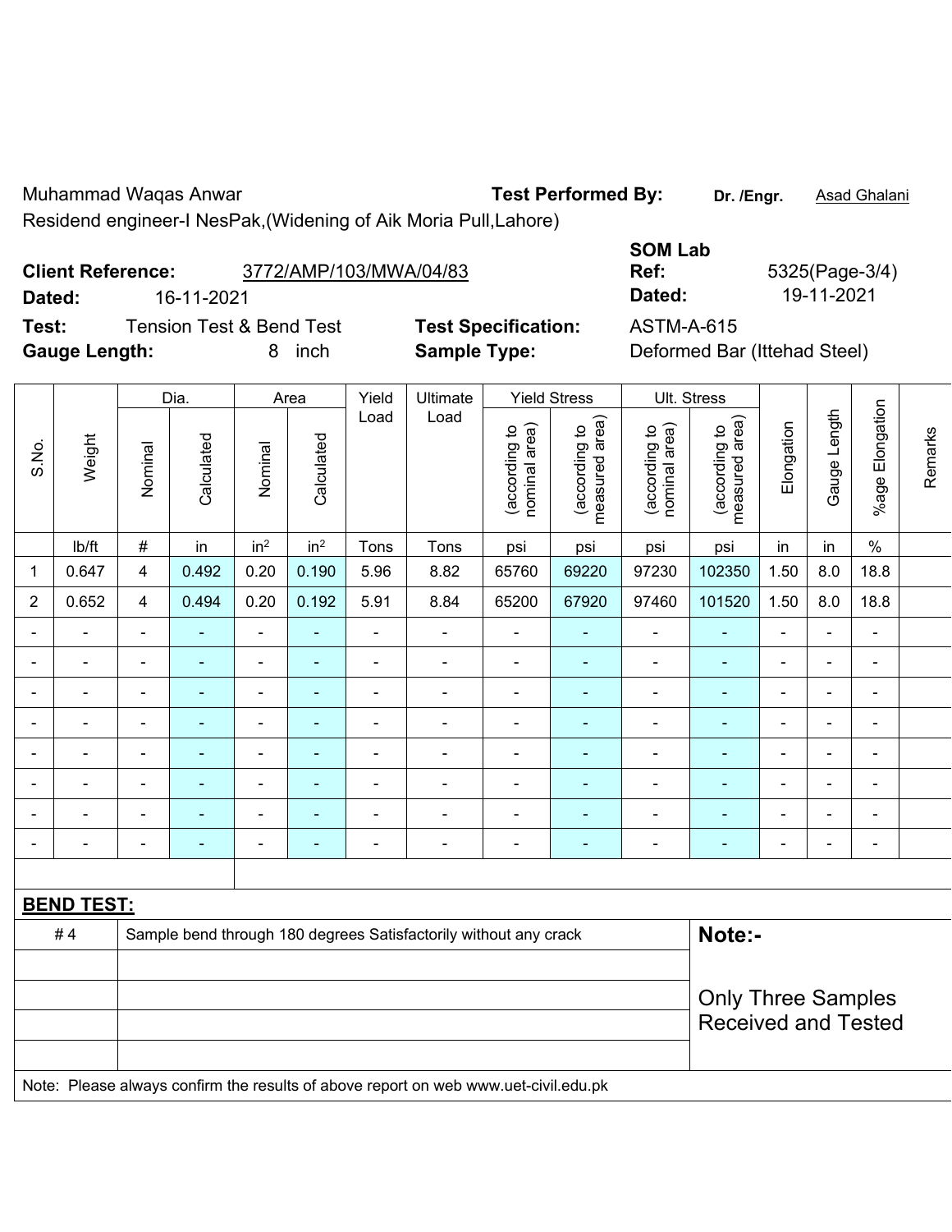Muhammad Waqas Anwar

Residend engineer-I NesPak,(Widening of Aik Moria Pull,Lahore)

**Test Performed By:** Dr. /Engr. Asad Ghalani

**Client Reference:** 3772/AMP/103/MWA/04/83

**Dated:** 16-11-2021

**SOM Lab Ref:** 5325(Page-3/4)

**Dated:** 19-11-2021

**Test:** Tension Test & Bend Test

**Gauge Length:** 8 inch

**Test Specification:** ASTM-A-615

**Sample Type:** Deformed Bar (Ittehad Steel)

| S.No. | Weight | Dia. | | Area | | Yield Load | Ultimate Load | Yield Stress | | Ult. Stress | | Elongation | Gauge Length | %age Elongation | Remarks |
|---|---|---|---|---|---|---|---|---|---|---|---|---|---|---|---|
| | | Nominal | Calculated | Nominal | Calculated | | | (according to nominal area) | (according to measured area) | (according to nominal area) | (according to measured area) | | | | |
| | lb/ft | # | in | in² | in² | Tons | Tons | psi | psi | psi | psi | in | in | % | |
| 1 | 0.647 | 4 | 0.492 | 0.20 | 0.190 | 5.96 | 8.82 | 65760 | 69220 | 97230 | 102350 | 1.50 | 8.0 | 18.8 | |
| 2 | 0.652 | 4 | 0.494 | 0.20 | 0.192 | 5.91 | 8.84 | 65200 | 67920 | 97460 | 101520 | 1.50 | 8.0 | 18.8 | |
| - | - | - | - | - | - | - | - | - | - | - | - | - | - | - | |
| - | - | - | - | - | - | - | - | - | - | - | - | - | - | - | |
| - | - | - | - | - | - | - | - | - | - | - | - | - | - | - | |
| - | - | - | - | - | - | - | - | - | - | - | - | - | - | - | |
| - | - | - | - | - | - | - | - | - | - | - | - | - | - | - | |
| - | - | - | - | - | - | - | - | - | - | - | - | - | - | - | |
| - | - | - | - | - | - | - | - | - | - | - | - | - | - | - | |
| - | - | - | - | - | - | - | - | - | - | - | - | - | - | - | |

**BEND TEST:**

| | | |
|---|---|---|
| # 4 | Sample bend through 180 degrees Satisfactorily without any crack | **Note:-** Only Three Samples Received and Tested |

Note: Please always confirm the results of above report on web www.uet-civil.edu.pk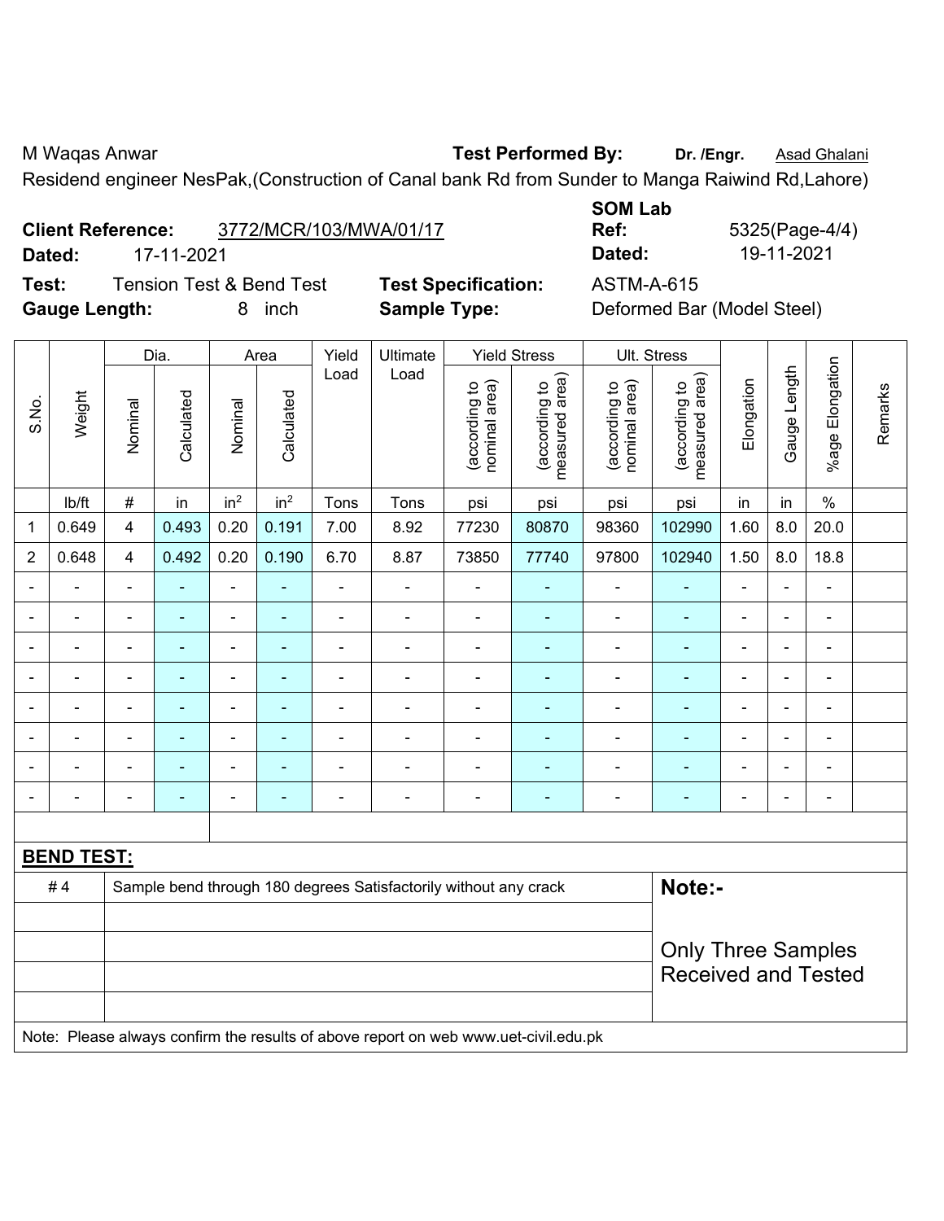M Waqas Anwar **Test Performed By:** **Dr. /Engr.** Asad Ghalani

Residend engineer NesPak,(Construction of Canal bank Rd from Sunder to Manga Raiwind Rd,Lahore)

**Client Reference:** 3772/MCR/103/MWA/01/17 **SOM Lab Ref:** 5325(Page-4/4)

**Dated:** 17-11-2021 **Dated:** 19-11-2021

**Test:** Tension Test & Bend Test **Test Specification:** ASTM-A-615

**Gauge Length:** 8 inch **Sample Type:** Deformed Bar (Model Steel)

| S.No. | Weight | Dia. | | Area | | Yield Load | Ultimate Load | Yield Stress | | Ult. Stress | | Elongation | Gauge Length | %age Elongation | Remarks |
|---|---|---|---|---|---|---|---|---|---|---|---|---|---|---|---|
| | | Nominal | Calculated | Nominal | Calculated | | | (according to nominal area) | (according to measured area) | (according to nominal area) | (according to measured area) | | | | |
| | lb/ft | # | in | $in^2$ | $in^2$ | Tons | Tons | psi | psi | psi | psi | in | in | % | |
| 1 | 0.649 | 4 | 0.493 | 0.20 | 0.191 | 7.00 | 8.92 | 77230 | 80870 | 98360 | 102990 | 1.60 | 8.0 | 20.0 | |
| 2 | 0.648 | 4 | 0.492 | 0.20 | 0.190 | 6.70 | 8.87 | 73850 | 77740 | 97800 | 102940 | 1.50 | 8.0 | 18.8 | |
| - | - | - | - | - | - | - | - | - | - | - | - | - | - | - | |
| - | - | - | - | - | - | - | - | - | - | - | - | - | - | - | |
| - | - | - | - | - | - | - | - | - | - | - | - | - | - | - | |
| - | - | - | - | - | - | - | - | - | - | - | - | - | - | - | |
| - | - | - | - | - | - | - | - | - | - | - | - | - | - | - | |
| - | - | - | - | - | - | - | - | - | - | - | - | - | - | - | |
| - | - | - | - | - | - | - | - | - | - | - | - | - | - | - | |
| - | - | - | - | - | - | - | - | - | - | - | - | - | - | - | |

**BEND TEST:**

| | | |
|---|---|---|
| # 4 | Sample bend through 180 degrees Satisfactorily without any crack | **Note:-** Only Three Samples Received and Tested |

Note: Please always confirm the results of above report on web www.uet-civil.edu.pk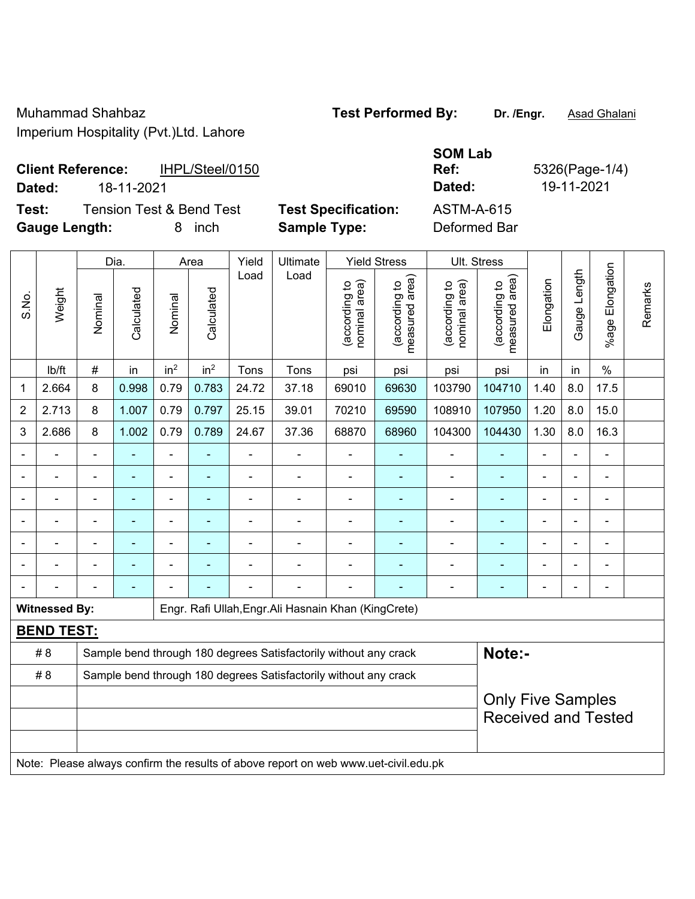Muhammad Shahbaz
Imperium Hospitality (Pvt.)Ltd. Lahore

**Test Performed By:** **Dr. /Engr.** Asad Ghalani

**Client Reference:** IHPL/Steel/0150
**Dated:** 18-11-2021

**SOM Lab Ref:** 5326(Page-1/4)
**Dated:** 19-11-2021

**Test:** Tension Test & Bend Test
**Gauge Length:** 8 inch

**Test Specification:** ASTM-A-615
**Sample Type:** Deformed Bar

| S.No. | Weight | Dia. | | Area | | Yield Load | Ultimate Load | Yield Stress | | Ult. Stress | | Elongation | Gauge Length | %age Elongation | Remarks |
|---|---|---|---|---|---|---|---|---|---|---|---|---|---|---|---|
| | | Nominal | Calculated | Nominal | Calculated | | | (according to nominal area) | (according to measured area) | (according to nominal area) | (according to measured area) | | | | |
| | lb/ft | # | in | $in^2$ | $in^2$ | Tons | Tons | psi | psi | psi | psi | in | in | % | |
| 1 | 2.664 | 8 | 0.998 | 0.79 | 0.783 | 24.72 | 37.18 | 69010 | 69630 | 103790 | 104710 | 1.40 | 8.0 | 17.5 | |
| 2 | 2.713 | 8 | 1.007 | 0.79 | 0.797 | 25.15 | 39.01 | 70210 | 69590 | 108910 | 107950 | 1.20 | 8.0 | 15.0 | |
| 3 | 2.686 | 8 | 1.002 | 0.79 | 0.789 | 24.67 | 37.36 | 68870 | 68960 | 104300 | 104430 | 1.30 | 8.0 | 16.3 | |
| - | - | - | - | - | - | - | - | - | - | - | - | - | - | - | |
| - | - | - | - | - | - | - | - | - | - | - | - | - | - | - | |
| - | - | - | - | - | - | - | - | - | - | - | - | - | - | - | |
| - | - | - | - | - | - | - | - | - | - | - | - | - | - | - | |
| - | - | - | - | - | - | - | - | - | - | - | - | - | - | - | |
| - | - | - | - | - | - | - | - | - | - | - | - | - | - | - | |
| - | - | - | - | - | - | - | - | - | - | - | - | - | - | - | |

**Witnessed By:** Engr. Rafi Ullah,Engr.Ali Hasnain Khan (KingCrete)

**BEND TEST:**

| | |
|---|---|
| # 8 | Sample bend through 180 degrees Satisfactorily without any crack |
| # 8 | Sample bend through 180 degrees Satisfactorily without any crack |
| | |
| | |
| | |

**Note:-**

Only Five Samples Received and Tested

Note: Please always confirm the results of above report on web www.uet-civil.edu.pk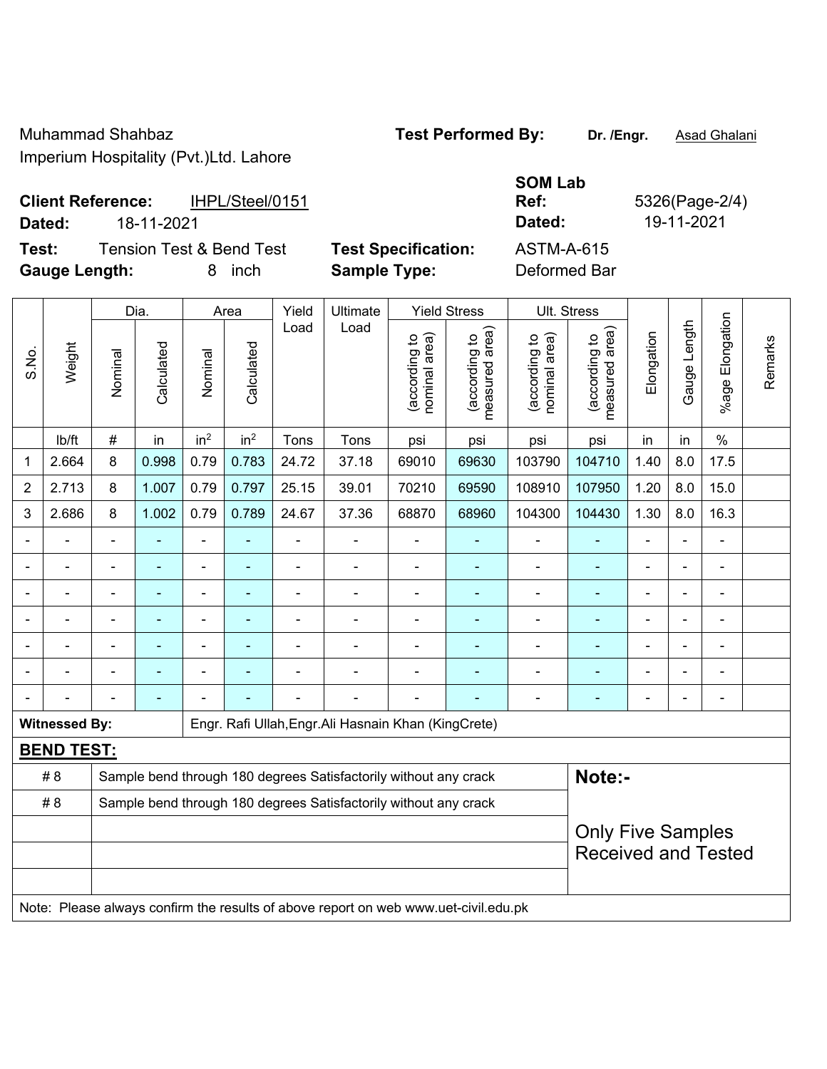Muhammad Shahbaz
Imperium Hospitality (Pvt.)Ltd. Lahore

**Test Performed By:** **Dr. /Engr.** Asad Ghalani

**Client Reference:** IHPL/Steel/0151
**Dated:** 18-11-2021

**SOM Lab Ref:** 5326(Page-2/4)
**Dated:** 19-11-2021

**Test:** Tension Test & Bend Test
**Gauge Length:** 8 inch

**Test Specification:** ASTM-A-615
**Sample Type:** Deformed Bar

| S.No. | Weight | Dia. | | Area | | Yield Load | Ultimate Load | Yield Stress | | Ult. Stress | | Elongation | Gauge Length | %age Elongation | Remarks |
|---|---|---|---|---|---|---|---|---|---|---|---|---|---|---|---|
| | | Nominal | Calculated | Nominal | Calculated | | | (according to nominal area) | (according to measured area) | (according to nominal area) | (according to measured area) | | | | |
| | lb/ft | # | in | in² | in² | Tons | Tons | psi | psi | psi | psi | in | in | % | |
| 1 | 2.664 | 8 | 0.998 | 0.79 | 0.783 | 24.72 | 37.18 | 69010 | 69630 | 103790 | 104710 | 1.40 | 8.0 | 17.5 | |
| 2 | 2.713 | 8 | 1.007 | 0.79 | 0.797 | 25.15 | 39.01 | 70210 | 69590 | 108910 | 107950 | 1.20 | 8.0 | 15.0 | |
| 3 | 2.686 | 8 | 1.002 | 0.79 | 0.789 | 24.67 | 37.36 | 68870 | 68960 | 104300 | 104430 | 1.30 | 8.0 | 16.3 | |
| - | - | - | - | - | - | - | - | - | - | - | - | - | - | - | |
| - | - | - | - | - | - | - | - | - | - | - | - | - | - | - | |
| - | - | - | - | - | - | - | - | - | - | - | - | - | - | - | |
| - | - | - | - | - | - | - | - | - | - | - | - | - | - | - | |
| - | - | - | - | - | - | - | - | - | - | - | - | - | - | - | |
| - | - | - | - | - | - | - | - | - | - | - | - | - | - | - | |
| - | - | - | - | - | - | - | - | - | - | - | - | - | - | - | |

**Witnessed By:** Engr. Rafi Ullah,Engr.Ali Hasnain Khan (KingCrete)

**BEND TEST:**

| # | Result |
|---|---|
| # 8 | Sample bend through 180 degrees Satisfactorily without any crack |
| # 8 | Sample bend through 180 degrees Satisfactorily without any crack |

**Note:-**

Only Five Samples Received and Tested

Note: Please always confirm the results of above report on web www.uet-civil.edu.pk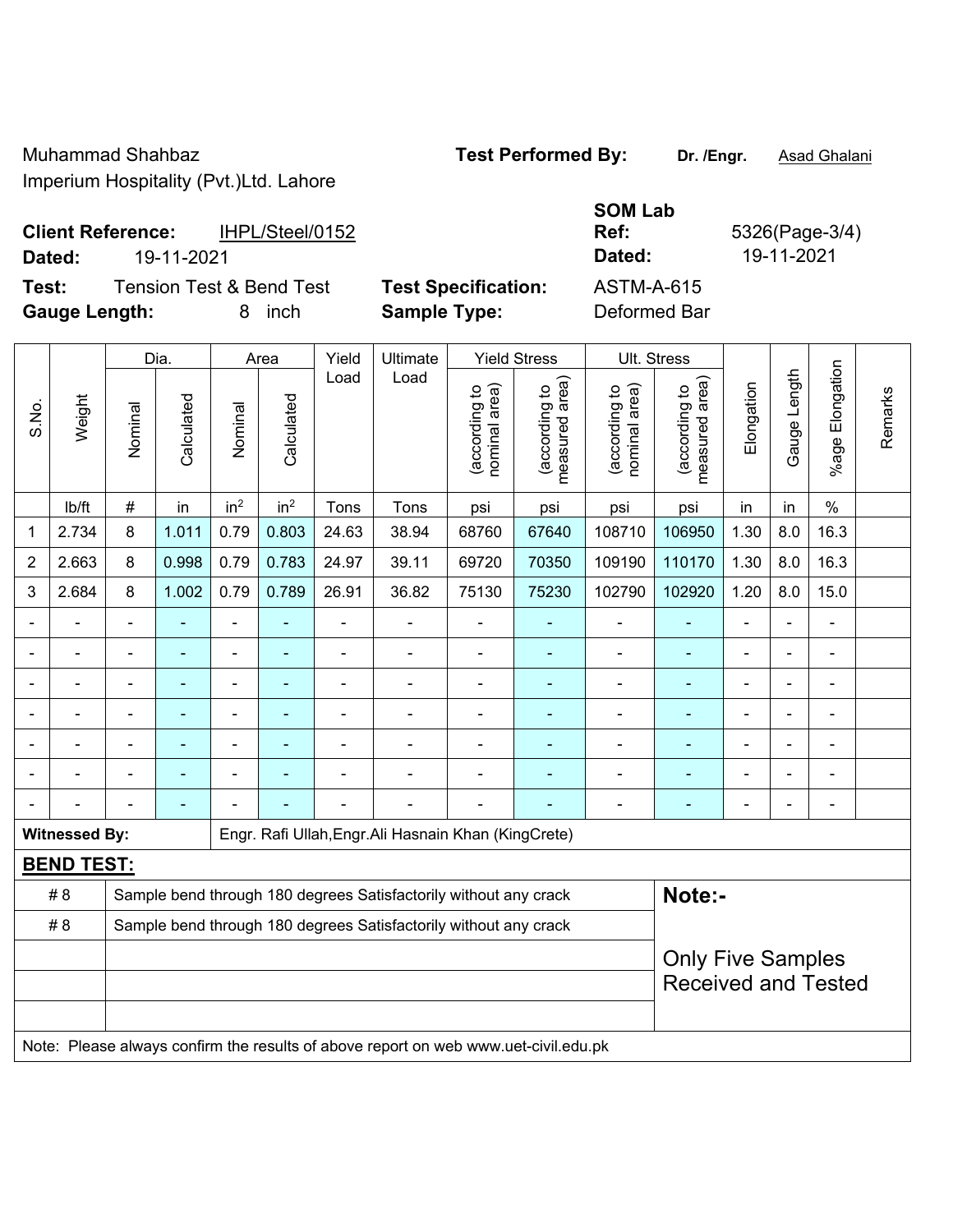Muhammad Shahbaz
Imperium Hospitality (Pvt.)Ltd. Lahore

**Test Performed By:** **Dr. /Engr.** Asad Ghalani

**Client Reference:** IHPL/Steel/0152
**Dated:** 19-11-2021

**SOM Lab Ref:** 5326(Page-3/4)
**Dated:** 19-11-2021

**Test:** Tension Test & Bend Test
**Gauge Length:** 8 inch

**Test Specification:** ASTM-A-615
**Sample Type:** Deformed Bar

| S.No. | Weight | Dia. | | Area | | Yield Load | Ultimate Load | Yield Stress | | Ult. Stress | | Elongation | Gauge Length | %age Elongation | Remarks |
|---|---|---|---|---|---|---|---|---|---|---|---|---|---|---|---|
| | | Nominal | Calculated | Nominal | Calculated | | | (according to nominal area) | (according to measured area) | (according to nominal area) | (according to measured area) | | | | |
| | lb/ft | # | in | $in^2$ | $in^2$ | Tons | Tons | psi | psi | psi | psi | in | in | % | |
| 1 | 2.734 | 8 | 1.011 | 0.79 | 0.803 | 24.63 | 38.94 | 68760 | 67640 | 108710 | 106950 | 1.30 | 8.0 | 16.3 | |
| 2 | 2.663 | 8 | 0.998 | 0.79 | 0.783 | 24.97 | 39.11 | 69720 | 70350 | 109190 | 110170 | 1.30 | 8.0 | 16.3 | |
| 3 | 2.684 | 8 | 1.002 | 0.79 | 0.789 | 26.91 | 36.82 | 75130 | 75230 | 102790 | 102920 | 1.20 | 8.0 | 15.0 | |
| - | - | - | - | - | - | - | - | - | - | - | - | - | - | - | |
| - | - | - | - | - | - | - | - | - | - | - | - | - | - | - | |
| - | - | - | - | - | - | - | - | - | - | - | - | - | - | - | |
| - | - | - | - | - | - | - | - | - | - | - | - | - | - | - | |
| - | - | - | - | - | - | - | - | - | - | - | - | - | - | - | |
| - | - | - | - | - | - | - | - | - | - | - | - | - | - | - | |
| - | - | - | - | - | - | - | - | - | - | - | - | - | - | - | |

**Witnessed By:** Engr. Rafi Ullah,Engr.Ali Hasnain Khan (KingCrete)

**BEND TEST:**

| | | |
|---|---|---|
| # 8 | Sample bend through 180 degrees Satisfactorily without any crack | **Note:-** |
| # 8 | Sample bend through 180 degrees Satisfactorily without any crack | |
| | | Only Five Samples Received and Tested |
| | | |
| | | |

Note: Please always confirm the results of above report on web www.uet-civil.edu.pk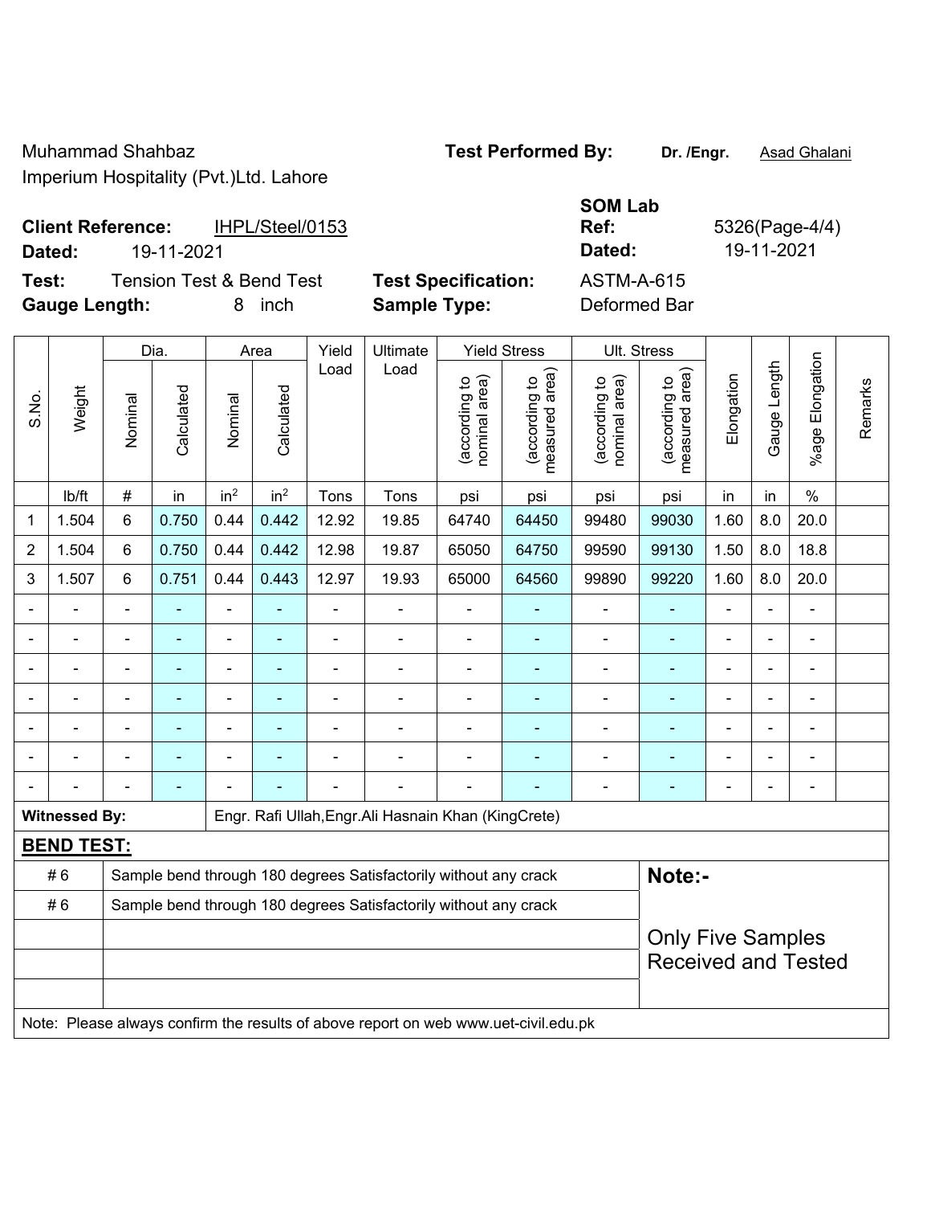Muhammad Shahbaz
Imperium Hospitality (Pvt.)Ltd. Lahore

**Test Performed By:** **Dr. /Engr.** Asad Ghalani

**Client Reference:** IHPL/Steel/0153
**Dated:** 19-11-2021

**SOM Lab Ref:** 5326(Page-4/4)
**Dated:** 19-11-2021

**Test:** Tension Test & Bend Test
**Gauge Length:** 8 inch

**Test Specification:** ASTM-A-615
**Sample Type:** Deformed Bar

| S.No. | Weight | Dia. | | Area | | Yield Load | Ultimate Load | Yield Stress | | Ult. Stress | | Elongation | Gauge Length | %age Elongation | Remarks |
|---|---|---|---|---|---|---|---|---|---|---|---|---|---|---|---|
| | | Nominal | Calculated | Nominal | Calculated | | | (according to nominal area) | (according to measured area) | (according to nominal area) | (according to measured area) | | | | |
| | lb/ft | # | in | $in^2$ | $in^2$ | Tons | Tons | psi | psi | psi | psi | in | in | % | |
| 1 | 1.504 | 6 | 0.750 | 0.44 | 0.442 | 12.92 | 19.85 | 64740 | 64450 | 99480 | 99030 | 1.60 | 8.0 | 20.0 | |
| 2 | 1.504 | 6 | 0.750 | 0.44 | 0.442 | 12.98 | 19.87 | 65050 | 64750 | 99590 | 99130 | 1.50 | 8.0 | 18.8 | |
| 3 | 1.507 | 6 | 0.751 | 0.44 | 0.443 | 12.97 | 19.93 | 65000 | 64560 | 99890 | 99220 | 1.60 | 8.0 | 20.0 | |
| - | - | - | - | - | - | - | - | - | - | - | - | - | - | - | |
| - | - | - | - | - | - | - | - | - | - | - | - | - | - | - | |
| - | - | - | - | - | - | - | - | - | - | - | - | - | - | - | |
| - | - | - | - | - | - | - | - | - | - | - | - | - | - | - | |
| - | - | - | - | - | - | - | - | - | - | - | - | - | - | - | |
| - | - | - | - | - | - | - | - | - | - | - | - | - | - | - | |
| - | - | - | - | - | - | - | - | - | - | - | - | - | - | - | |

**Witnessed By:** Engr. Rafi Ullah,Engr.Ali Hasnain Khan (KingCrete)

**BEND TEST:**

| | |
|---|---|
| # 6 | Sample bend through 180 degrees Satisfactorily without any crack |
| # 6 | Sample bend through 180 degrees Satisfactorily without any crack |

**Note:-**

Only Five Samples Received and Tested

Note: Please always confirm the results of above report on web www.uet-civil.edu.pk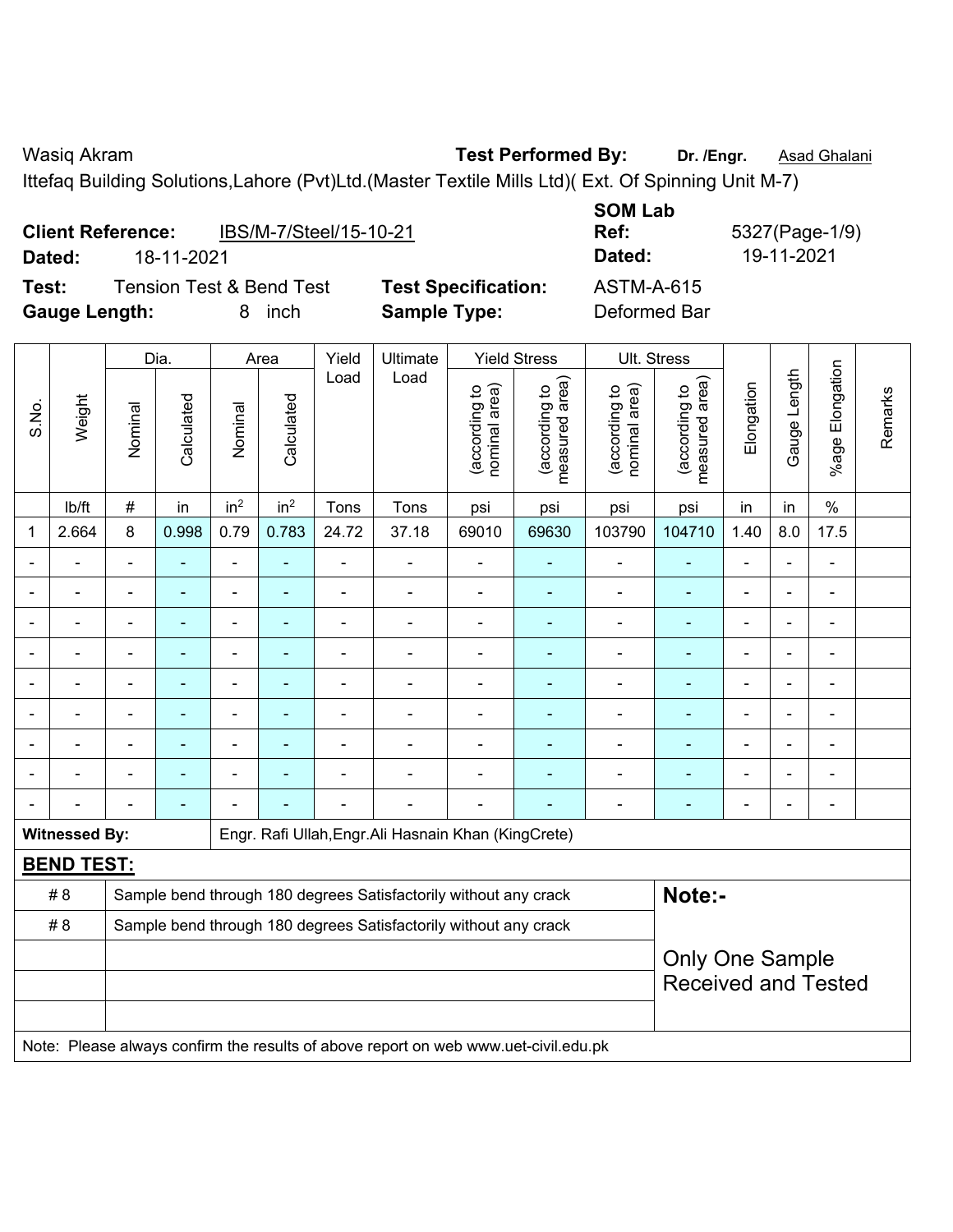Wasiq Akram **Test Performed By:** **Dr. /Engr.** Asad Ghalani

Ittefaq Building Solutions,Lahore (Pvt)Ltd.(Master Textile Mills Ltd)( Ext. Of Spinning Unit M-7)

**Client Reference:** IBS/M-7/Steel/15-10-21

**Dated:** 18-11-2021

**SOM Lab Ref:** 5327(Page-1/9)

**Dated:** 19-11-2021

**Test:** Tension Test & Bend Test **Test Specification:** ASTM-A-615

**Gauge Length:** 8 inch **Sample Type:** Deformed Bar

| S.No. | Weight | Dia. | | Area | | Yield Load | Ultimate Load | Yield Stress | | Ult. Stress | | Elongation | Gauge Length | %age Elongation | Remarks |
|---|---|---|---|---|---|---|---|---|---|---|---|---|---|---|---|
| | | Nominal | Calculated | Nominal | Calculated | | | (according to nominal area) | (according to measured area) | (according to nominal area) | (according to measured area) | | | | |
| | lb/ft | # | in | in$^2$ | in$^2$ | Tons | Tons | psi | psi | psi | psi | in | in | % | |
| 1 | 2.664 | 8 | 0.998 | 0.79 | 0.783 | 24.72 | 37.18 | 69010 | 69630 | 103790 | 104710 | 1.40 | 8.0 | 17.5 | |
| - | - | - | - | - | - | - | - | - | - | - | - | - | - | - | |
| - | - | - | - | - | - | - | - | - | - | - | - | - | - | - | |
| - | - | - | - | - | - | - | - | - | - | - | - | - | - | - | |
| - | - | - | - | - | - | - | - | - | - | - | - | - | - | - | |
| - | - | - | - | - | - | - | - | - | - | - | - | - | - | - | |
| - | - | - | - | - | - | - | - | - | - | - | - | - | - | - | |
| - | - | - | - | - | - | - | - | - | - | - | - | - | - | - | |
| - | - | - | - | - | - | - | - | - | - | - | - | - | - | - | |
| - | - | - | - | - | - | - | - | - | - | - | - | - | - | - | |

**Witnessed By:** Engr. Rafi Ullah,Engr.Ali Hasnain Khan (KingCrete)

**BEND TEST:**

| | | |
|---|---|---|
| # 8 | Sample bend through 180 degrees Satisfactorily without any crack | **Note:-** |
| # 8 | Sample bend through 180 degrees Satisfactorily without any crack | |
| | | Only One Sample Received and Tested |
| | | |
| | | |

Note: Please always confirm the results of above report on web www.uet-civil.edu.pk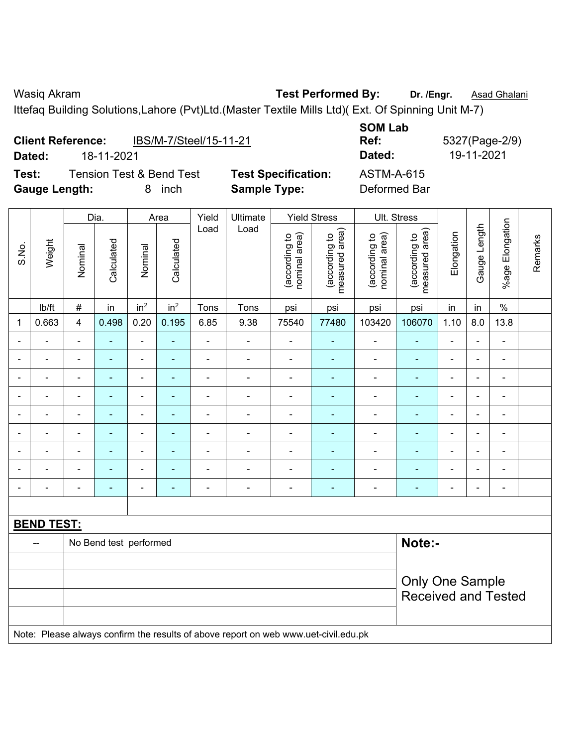Wasiq Akram **Test Performed By:** **Dr. /Engr.** Asad Ghalani

Ittefaq Building Solutions,Lahore (Pvt)Ltd.(Master Textile Mills Ltd)( Ext. Of Spinning Unit M-7)

| | | | |
|---|---|---|---|
| **Client Reference:** | IBS/M-7/Steel/15-11-21 | **SOM Lab Ref:** | 5327(Page-2/9) |
| **Dated:** | 18-11-2021 | **Dated:** | 19-11-2021 |
| **Test:** | Tension Test & Bend Test | **Test Specification:** | ASTM-A-615 |
| **Gauge Length:** | 8 inch | **Sample Type:** | Deformed Bar |

| S.No. | Weight | Dia. | | Area | | Yield Load | Ultimate Load | Yield Stress | | Ult. Stress | | Elongation | Gauge Length | %age Elongation | Remarks |
|---|---|---|---|---|---|---|---|---|---|---|---|---|---|---|---|
| | | Nominal | Calculated | Nominal | Calculated | | | (according to nominal area) | (according to measured area) | (according to nominal area) | (according to measured area) | | | | |
| | lb/ft | # | in | in² | in² | Tons | Tons | psi | psi | psi | psi | in | in | % | |
| 1 | 0.663 | 4 | 0.498 | 0.20 | 0.195 | 6.85 | 9.38 | 75540 | 77480 | 103420 | 106070 | 1.10 | 8.0 | 13.8 | |
| - | - | - | - | - | - | - | - | - | - | - | - | - | - | - | |
| - | - | - | - | - | - | - | - | - | - | - | - | - | - | - | |
| - | - | - | - | - | - | - | - | - | - | - | - | - | - | - | |
| - | - | - | - | - | - | - | - | - | - | - | - | - | - | - | |
| - | - | - | - | - | - | - | - | - | - | - | - | - | - | - | |
| - | - | - | - | - | - | - | - | - | - | - | - | - | - | - | |
| - | - | - | - | - | - | - | - | - | - | - | - | - | - | - | |
| - | - | - | - | - | - | - | - | - | - | - | - | - | - | - | |
| - | - | - | - | - | - | - | - | - | - | - | - | - | - | - | |

**BEND TEST:**

| | | |
|---|---|---|
| -- | No Bend test performed | **Note:-** |
| | | Only One Sample Received and Tested |

Note: Please always confirm the results of above report on web www.uet-civil.edu.pk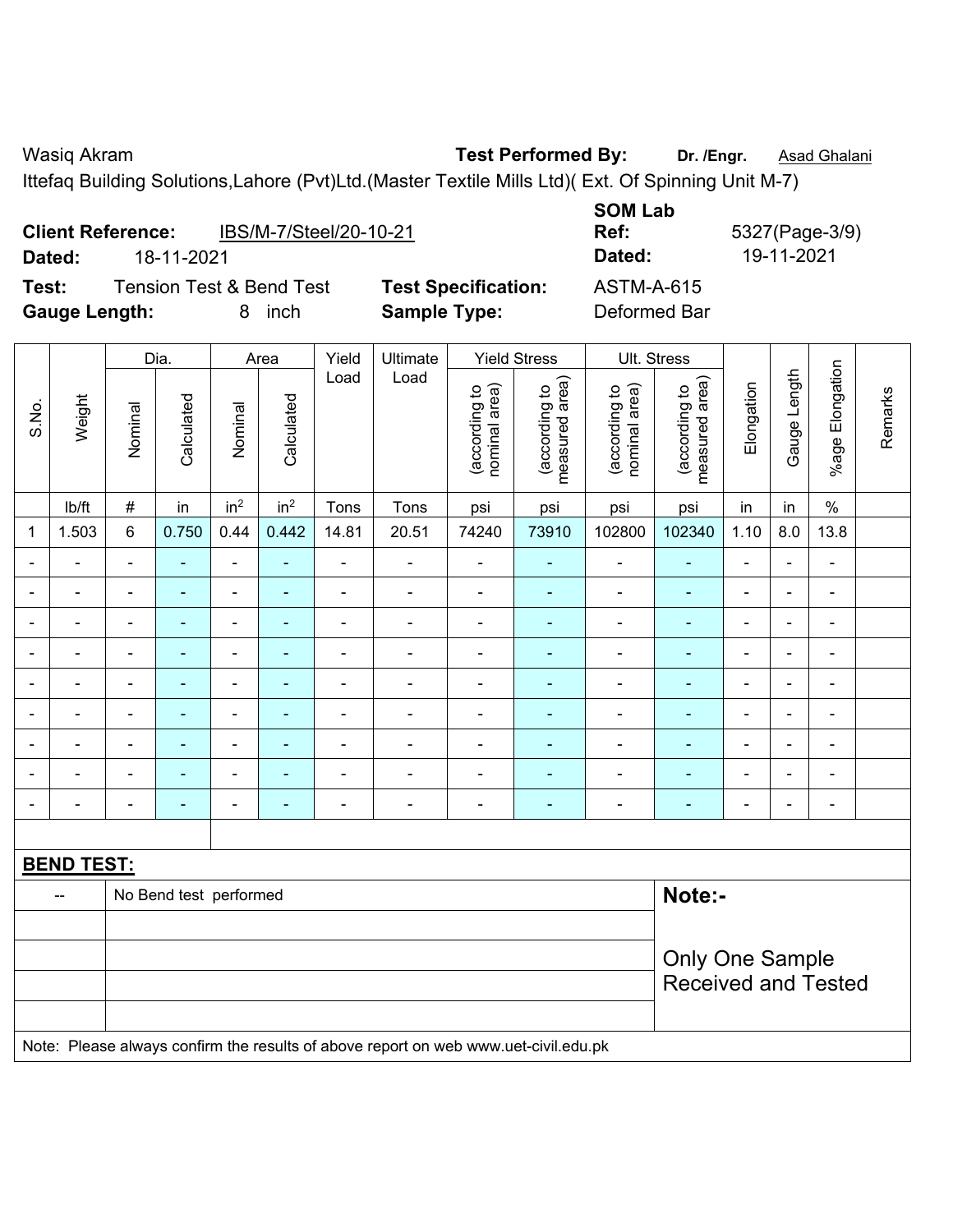Wasiq Akram **Test Performed By:** **Dr. /Engr.** Asad Ghalani

Ittefaq Building Solutions,Lahore (Pvt)Ltd.(Master Textile Mills Ltd)( Ext. Of Spinning Unit M-7)

**Client Reference:** IBS/M-7/Steel/20-10-21

**Dated:** 18-11-2021

**SOM Lab Ref:** 5327(Page-3/9)

**Dated:** 19-11-2021

**Test:** Tension Test & Bend Test

**Test Specification:** ASTM-A-615

**Gauge Length:** 8 inch

**Sample Type:** Deformed Bar

| S.No. | Weight | Dia. | | Area | | Yield Load | Ultimate Load | Yield Stress | | Ult. Stress | | Elongation | Gauge Length | %age Elongation | Remarks |
|---|---|---|---|---|---|---|---|---|---|---|---|---|---|---|---|
| | | Nominal | Calculated | Nominal | Calculated | | | (according to nominal area) | (according to measured area) | (according to nominal area) | (according to measured area) | | | | |
| | lb/ft | # | in | $in^2$ | $in^2$ | Tons | Tons | psi | psi | psi | psi | in | in | % | |
| 1 | 1.503 | 6 | 0.750 | 0.44 | 0.442 | 14.81 | 20.51 | 74240 | 73910 | 102800 | 102340 | 1.10 | 8.0 | 13.8 | |
| - | - | - | - | - | - | - | - | - | - | - | - | - | - | - | |
| - | - | - | - | - | - | - | - | - | - | - | - | - | - | - | |
| - | - | - | - | - | - | - | - | - | - | - | - | - | - | - | |
| - | - | - | - | - | - | - | - | - | - | - | - | - | - | - | |
| - | - | - | - | - | - | - | - | - | - | - | - | - | - | - | |
| - | - | - | - | - | - | - | - | - | - | - | - | - | - | - | |
| - | - | - | - | - | - | - | - | - | - | - | - | - | - | - | |
| - | - | - | - | - | - | - | - | - | - | - | - | - | - | - | |
| - | - | - | - | - | - | - | - | - | - | - | - | - | - | - | |

**BEND TEST:**

| | | |
|---|---|---|
| -- | No Bend test performed | **Note:-** |
| | | Only One Sample Received and Tested |

Note: Please always confirm the results of above report on web www.uet-civil.edu.pk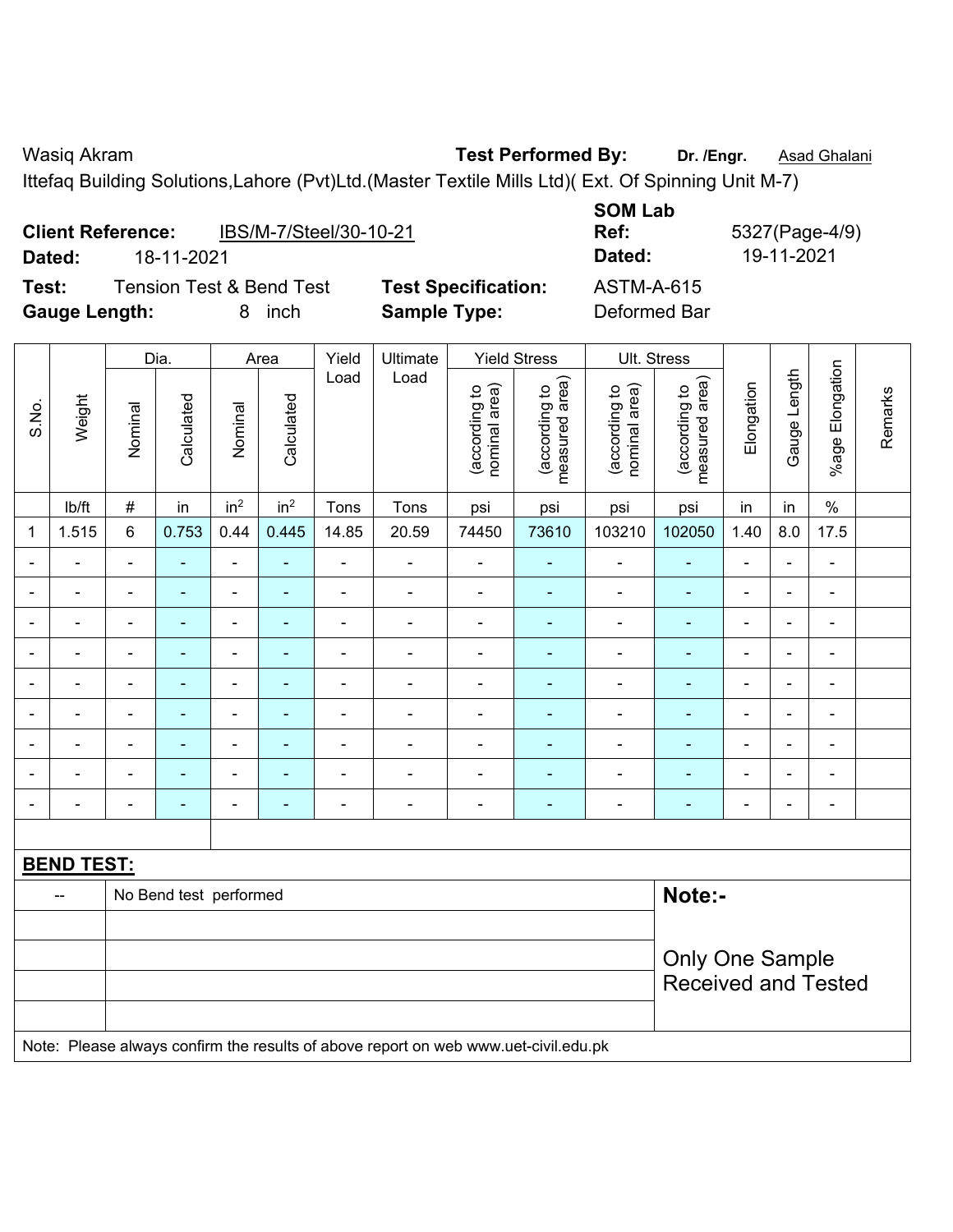Wasiq Akram **Test Performed By:** **Dr. /Engr.** Asad Ghalani

Ittefaq Building Solutions,Lahore (Pvt)Ltd.(Master Textile Mills Ltd)( Ext. Of Spinning Unit M-7)

**Client Reference:** IBS/M-7/Steel/30-10-21 **SOM Lab Ref:** 5327(Page-4/9)

**Dated:** 18-11-2021 **Dated:** 19-11-2021

**Test:** Tension Test & Bend Test **Test Specification:** ASTM-A-615

**Gauge Length:** 8 inch **Sample Type:** Deformed Bar

| S.No. | Weight | Dia. | | Area | | Yield Load | Ultimate Load | Yield Stress | | Ult. Stress | | Elongation | Gauge Length | %age Elongation | Remarks |
|---|---|---|---|---|---|---|---|---|---|---|---|---|---|---|---|
| | | Nominal | Calculated | Nominal | Calculated | | | (according to nominal area) | (according to measured area) | (according to nominal area) | (according to measured area) | | | | |
| | lb/ft | # | in | in$^2$ | in$^2$ | Tons | Tons | psi | psi | psi | psi | in | in | % | |
| 1 | 1.515 | 6 | 0.753 | 0.44 | 0.445 | 14.85 | 20.59 | 74450 | 73610 | 103210 | 102050 | 1.40 | 8.0 | 17.5 | |
| - | - | - | - | - | - | - | - | - | - | - | - | - | - | - | |
| - | - | - | - | - | - | - | - | - | - | - | - | - | - | - | |
| - | - | - | - | - | - | - | - | - | - | - | - | - | - | - | |
| - | - | - | - | - | - | - | - | - | - | - | - | - | - | - | |
| - | - | - | - | - | - | - | - | - | - | - | - | - | - | - | |
| - | - | - | - | - | - | - | - | - | - | - | - | - | - | - | |
| - | - | - | - | - | - | - | - | - | - | - | - | - | - | - | |
| - | - | - | - | - | - | - | - | - | - | - | - | - | - | - | |
| - | - | - | - | - | - | - | - | - | - | - | - | - | - | - | |

**BEND TEST:**

| -- | No Bend test performed |
|---|---|

**Note:-**

Only One Sample Received and Tested

Note: Please always confirm the results of above report on web www.uet-civil.edu.pk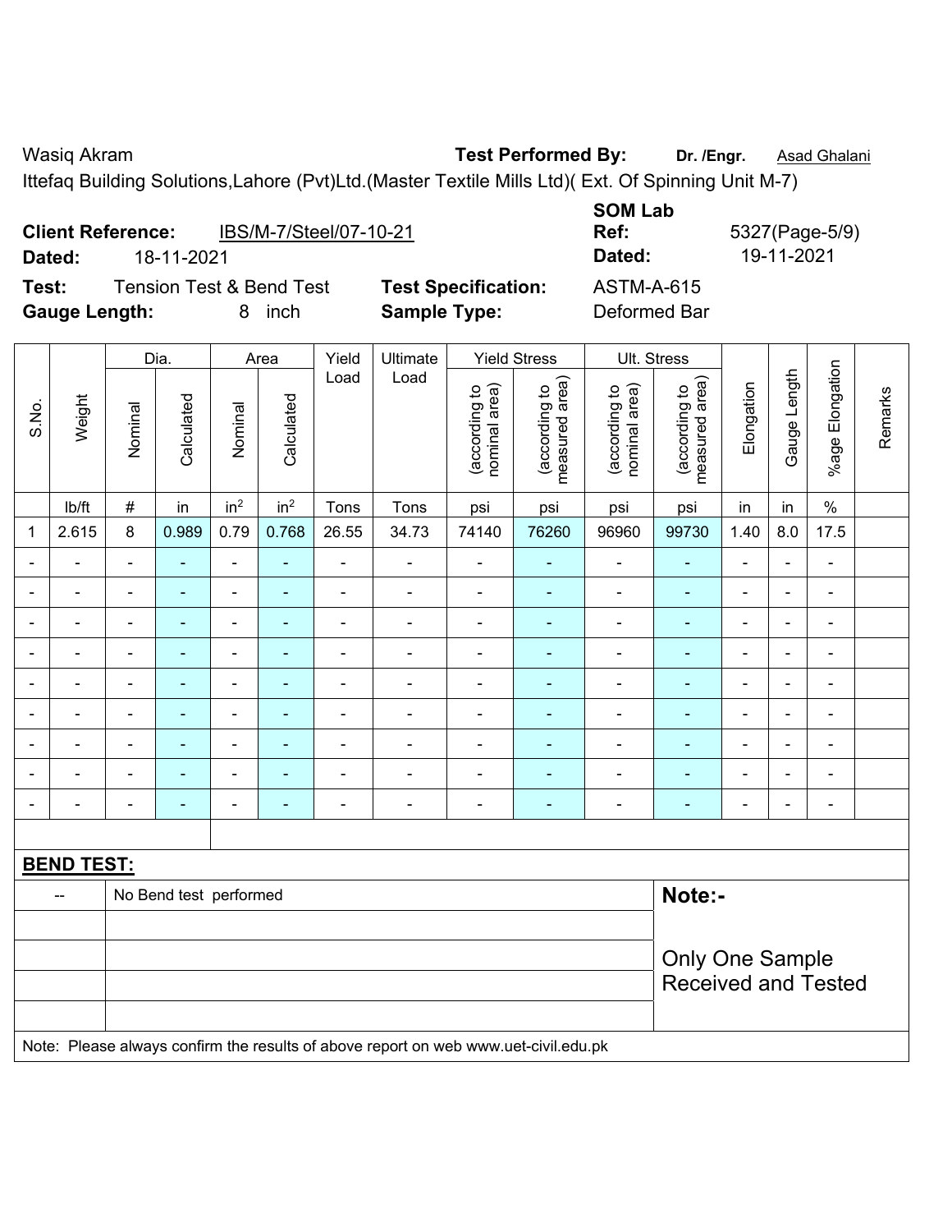Wasiq Akram **Test Performed By:** **Dr. /Engr.** Asad Ghalani

Ittefaq Building Solutions,Lahore (Pvt)Ltd.(Master Textile Mills Ltd)( Ext. Of Spinning Unit M-7)

**Client Reference:** IBS/M-7/Steel/07-10-21 **SOM Lab Ref:** 5327(Page-5/9)

**Dated:** 18-11-2021 **Dated:** 19-11-2021

**Test:** Tension Test & Bend Test **Test Specification:** ASTM-A-615

**Gauge Length:** 8 inch **Sample Type:** Deformed Bar

| S.No. | Weight | Dia. | | Area | | Yield Load | Ultimate Load | Yield Stress | | Ult. Stress | | Elongation | Gauge Length | %age Elongation | Remarks |
|---|---|---|---|---|---|---|---|---|---|---|---|---|---|---|---|
| | | Nominal | Calculated | Nominal | Calculated | | | (according to nominal area) | (according to measured area) | (according to nominal area) | (according to measured area) | | | | |
| | lb/ft | # | in | in² | in² | Tons | Tons | psi | psi | psi | psi | in | in | % | |
| 1 | 2.615 | 8 | 0.989 | 0.79 | 0.768 | 26.55 | 34.73 | 74140 | 76260 | 96960 | 99730 | 1.40 | 8.0 | 17.5 | |
| - | - | - | - | - | - | - | - | - | - | - | - | - | - | - | |
| - | - | - | - | - | - | - | - | - | - | - | - | - | - | - | |
| - | - | - | - | - | - | - | - | - | - | - | - | - | - | - | |
| - | - | - | - | - | - | - | - | - | - | - | - | - | - | - | |
| - | - | - | - | - | - | - | - | - | - | - | - | - | - | - | |
| - | - | - | - | - | - | - | - | - | - | - | - | - | - | - | |
| - | - | - | - | - | - | - | - | - | - | - | - | - | - | - | |
| - | - | - | - | - | - | - | - | - | - | - | - | - | - | - | |
| - | - | - | - | - | - | - | - | - | - | - | - | - | - | - | |

**BEND TEST:**

| -- | No Bend test performed | **Note:-** Only One Sample Received and Tested |
|---|---|---|

Note: Please always confirm the results of above report on web www.uet-civil.edu.pk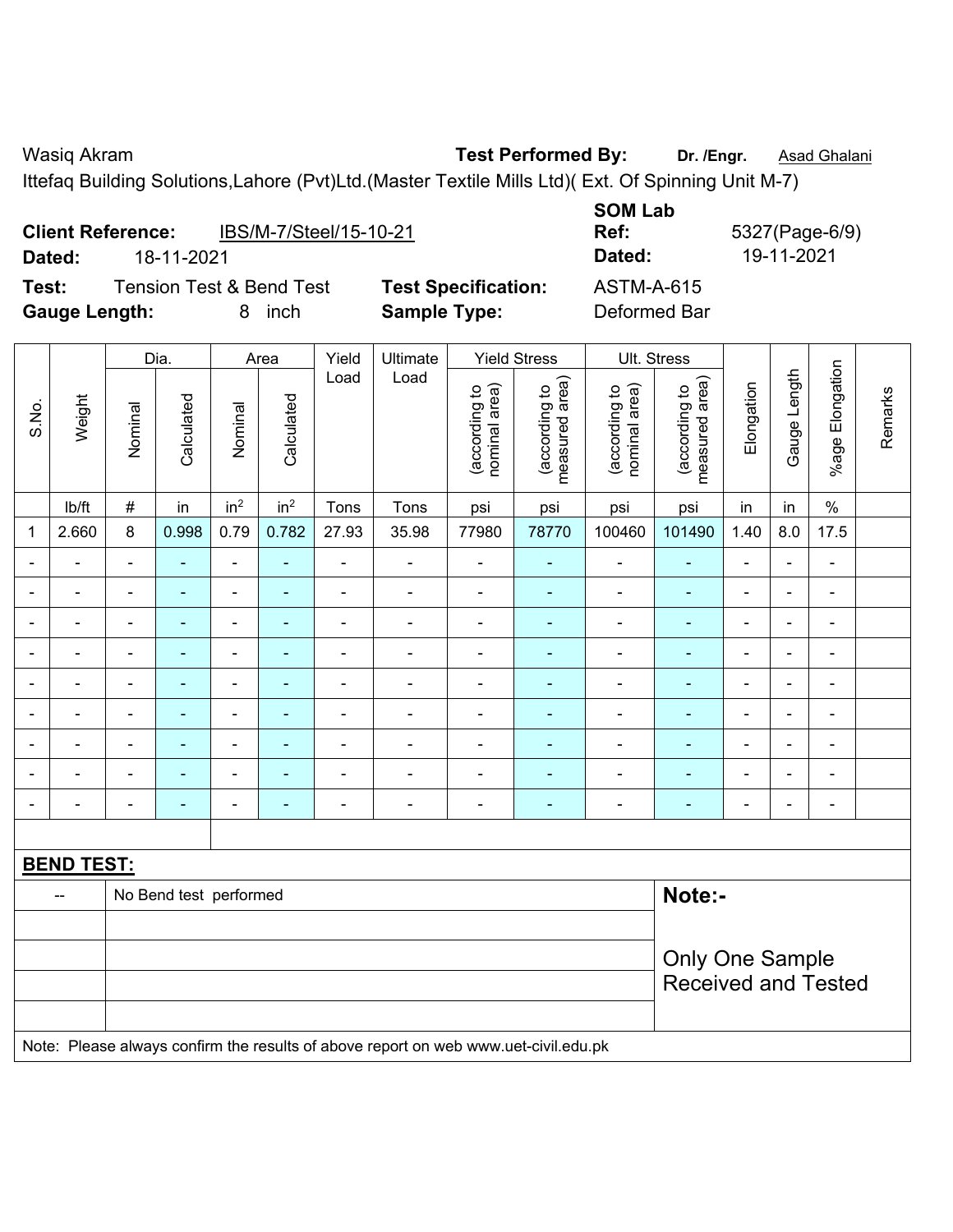Wasiq Akram **Test Performed By:** **Dr. /Engr.** Asad Ghalani

Ittefaq Building Solutions,Lahore (Pvt)Ltd.(Master Textile Mills Ltd)( Ext. Of Spinning Unit M-7)

**Client Reference:** IBS/M-7/Steel/15-10-21 **SOM Lab Ref:** 5327(Page-6/9)

**Dated:** 18-11-2021 **Dated:** 19-11-2021

**Test:** Tension Test & Bend Test **Test Specification:** ASTM-A-615

**Gauge Length:** 8 inch **Sample Type:** Deformed Bar

| S.No. | Weight | Dia. | | Area | | Yield Load | Ultimate Load | Yield Stress | | Ult. Stress | | Elongation | Gauge Length | %age Elongation | Remarks |
|---|---|---|---|---|---|---|---|---|---|---|---|---|---|---|---|
| | | Nominal | Calculated | Nominal | Calculated | | | (according to nominal area) | (according to measured area) | (according to nominal area) | (according to measured area) | | | | |
| | lb/ft | # | in | in$^2$ | in$^2$ | Tons | Tons | psi | psi | psi | psi | in | in | % | |
| 1 | 2.660 | 8 | 0.998 | 0.79 | 0.782 | 27.93 | 35.98 | 77980 | 78770 | 100460 | 101490 | 1.40 | 8.0 | 17.5 | |
| - | - | - | - | - | - | - | - | - | - | - | - | - | - | - | |
| - | - | - | - | - | - | - | - | - | - | - | - | - | - | - | |
| - | - | - | - | - | - | - | - | - | - | - | - | - | - | - | |
| - | - | - | - | - | - | - | - | - | - | - | - | - | - | - | |
| - | - | - | - | - | - | - | - | - | - | - | - | - | - | - | |
| - | - | - | - | - | - | - | - | - | - | - | - | - | - | - | |
| - | - | - | - | - | - | - | - | - | - | - | - | - | - | - | |
| - | - | - | - | - | - | - | - | - | - | - | - | - | - | - | |
| - | - | - | - | - | - | - | - | - | - | - | - | - | - | - | |

**BEND TEST:**

| -- | No Bend test performed | **Note:-** |
|---|---|---|
| | | Only One Sample Received and Tested |

Note: Please always confirm the results of above report on web www.uet-civil.edu.pk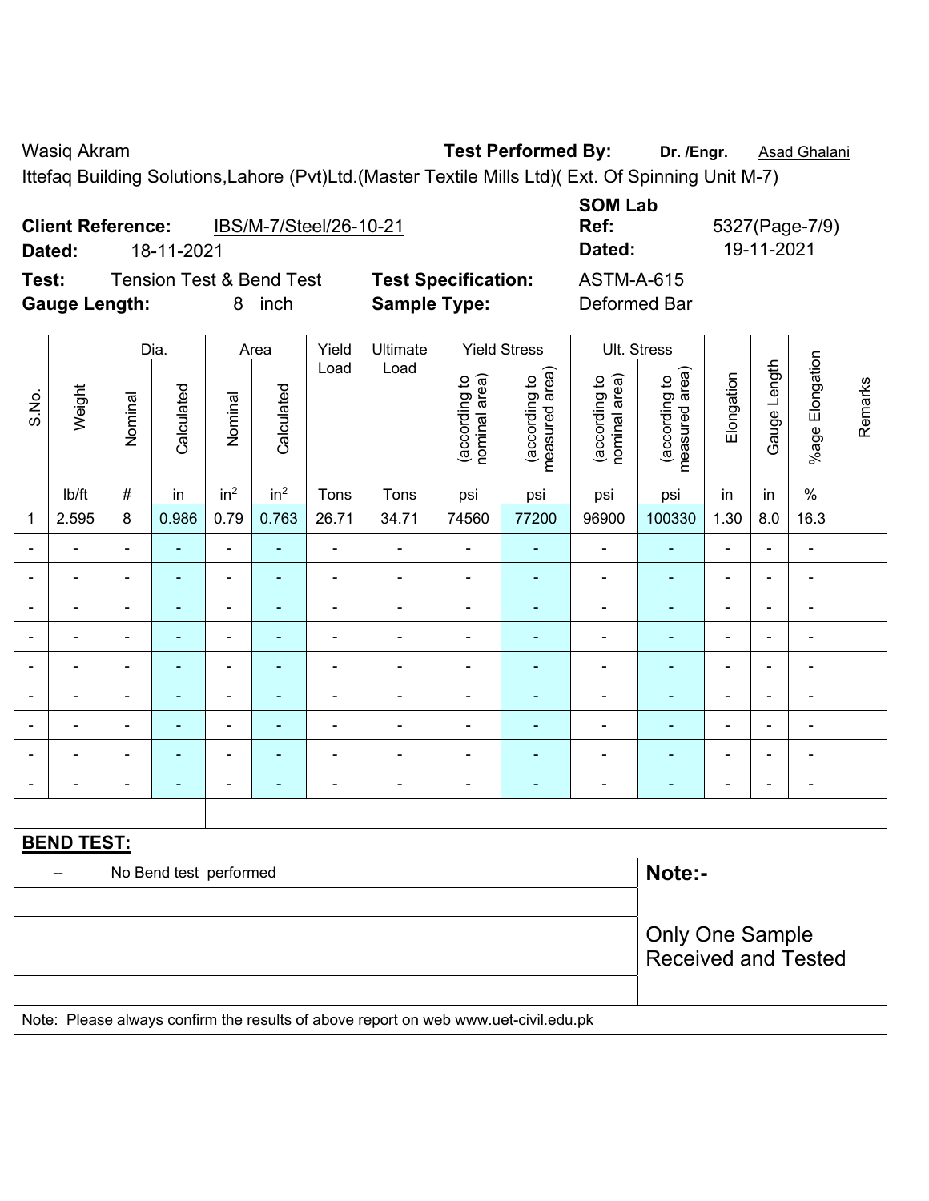Wasiq Akram **Test Performed By:** **Dr. /Engr.** Asad Ghalani

Ittefaq Building Solutions,Lahore (Pvt)Ltd.(Master Textile Mills Ltd)( Ext. Of Spinning Unit M-7)

**Client Reference:** IBS/M-7/Steel/26-10-21 **SOM Lab Ref:** 5327(Page-7/9)

**Dated:** 18-11-2021 **Dated:** 19-11-2021

**Test:** Tension Test & Bend Test **Test Specification:** ASTM-A-615

**Gauge Length:** 8 inch **Sample Type:** Deformed Bar

| S.No. | Weight | Dia. | | Area | | Yield Load | Ultimate Load | Yield Stress | | Ult. Stress | | Elongation | Gauge Length | %age Elongation | Remarks |
|---|---|---|---|---|---|---|---|---|---|---|---|---|---|---|---|
| | | Nominal | Calculated | Nominal | Calculated | | | (according to nominal area) | (according to measured area) | (according to nominal area) | (according to measured area) | | | | |
| | lb/ft | # | in | $in^2$ | $in^2$ | Tons | Tons | psi | psi | psi | psi | in | in | % | |
| 1 | 2.595 | 8 | 0.986 | 0.79 | 0.763 | 26.71 | 34.71 | 74560 | 77200 | 96900 | 100330 | 1.30 | 8.0 | 16.3 | |
| - | - | - | - | - | - | - | - | - | - | - | - | - | - | - | |
| - | - | - | - | - | - | - | - | - | - | - | - | - | - | - | |
| - | - | - | - | - | - | - | - | - | - | - | - | - | - | - | |
| - | - | - | - | - | - | - | - | - | - | - | - | - | - | - | |
| - | - | - | - | - | - | - | - | - | - | - | - | - | - | - | |
| - | - | - | - | - | - | - | - | - | - | - | - | - | - | - | |
| - | - | - | - | - | - | - | - | - | - | - | - | - | - | - | |
| - | - | - | - | - | - | - | - | - | - | - | - | - | - | - | |
| - | - | - | - | - | - | - | - | - | - | - | - | - | - | - | |

**BEND TEST:**

| -- | No Bend test performed |
|---|---|

**Note:-**

Only One Sample Received and Tested

Note: Please always confirm the results of above report on web www.uet-civil.edu.pk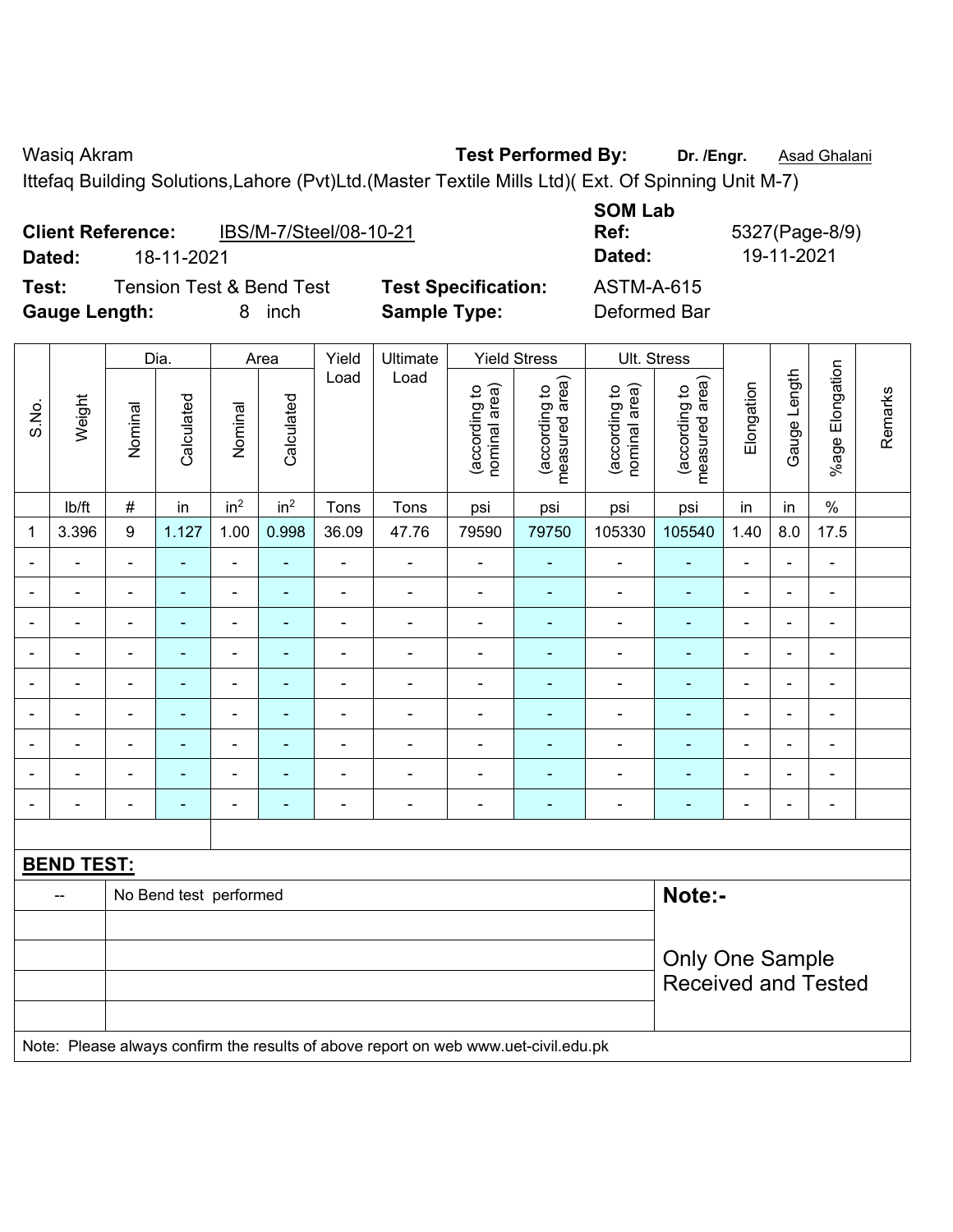Wasiq Akram **Test Performed By:** **Dr. /Engr.** Asad Ghalani

Ittefaq Building Solutions,Lahore (Pvt)Ltd.(Master Textile Mills Ltd)( Ext. Of Spinning Unit M-7)

**Client Reference:** IBS/M-7/Steel/08-10-21 **SOM Lab Ref:** 5327(Page-8/9)

**Dated:** 18-11-2021 **Dated:** 19-11-2021

**Test:** Tension Test & Bend Test **Test Specification:** ASTM-A-615

**Gauge Length:** 8 inch **Sample Type:** Deformed Bar

| S.No. | Weight | Dia. | | Area | | Yield Load | Ultimate Load | Yield Stress | | Ult. Stress | | Elongation | Gauge Length | %age Elongation | Remarks |
|---|---|---|---|---|---|---|---|---|---|---|---|---|---|---|---|
| | | Nominal | Calculated | Nominal | Calculated | | | (according to nominal area) | (according to measured area) | (according to nominal area) | (according to measured area) | | | | |
| | lb/ft | # | in | $in^2$ | $in^2$ | Tons | Tons | psi | psi | psi | psi | in | in | % | |
| 1 | 3.396 | 9 | 1.127 | 1.00 | 0.998 | 36.09 | 47.76 | 79590 | 79750 | 105330 | 105540 | 1.40 | 8.0 | 17.5 | |
| - | - | - | - | - | - | - | - | - | - | - | - | - | - | - | |
| - | - | - | - | - | - | - | - | - | - | - | - | - | - | - | |
| - | - | - | - | - | - | - | - | - | - | - | - | - | - | - | |
| - | - | - | - | - | - | - | - | - | - | - | - | - | - | - | |
| - | - | - | - | - | - | - | - | - | - | - | - | - | - | - | |
| - | - | - | - | - | - | - | - | - | - | - | - | - | - | - | |
| - | - | - | - | - | - | - | - | - | - | - | - | - | - | - | |
| - | - | - | - | - | - | - | - | - | - | - | - | - | - | - | |
| - | - | - | - | - | - | - | - | - | - | - | - | - | - | - | |

**BEND TEST:**

| | | |
|---|---|---|
| -- | No Bend test performed | **Note:-** |
| | | Only One Sample Received and Tested |

Note: Please always confirm the results of above report on web www.uet-civil.edu.pk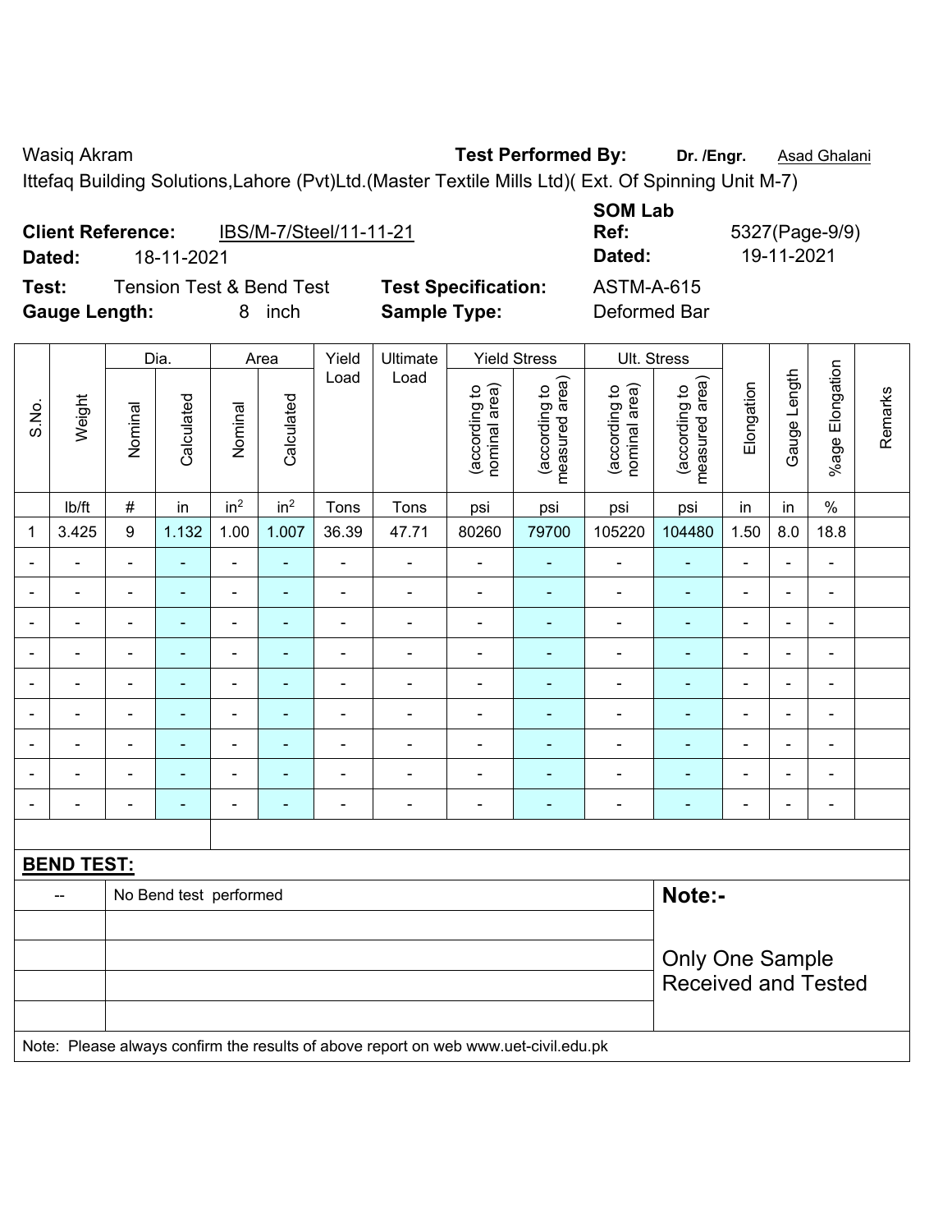Wasiq Akram **Test Performed By:** **Dr. /Engr.** Asad Ghalani

Ittefaq Building Solutions,Lahore (Pvt)Ltd.(Master Textile Mills Ltd)( Ext. Of Spinning Unit M-7)

**Client Reference:** IBS/M-7/Steel/11-11-21 **SOM Lab Ref:** 5327(Page-9/9)

**Dated:** 18-11-2021 **Dated:** 19-11-2021

**Test:** Tension Test & Bend Test **Test Specification:** ASTM-A-615

**Gauge Length:** 8 inch **Sample Type:** Deformed Bar

| S.No. | Weight | Dia. | | Area | | Yield Load | Ultimate Load | Yield Stress | | Ult. Stress | | Elongation | Gauge Length | %age Elongation | Remarks |
|---|---|---|---|---|---|---|---|---|---|---|---|---|---|---|---|
| | | Nominal | Calculated | Nominal | Calculated | | | (according to nominal area) | (according to measured area) | (according to nominal area) | (according to measured area) | | | | |
| | lb/ft | # | in | in$^2$ | in$^2$ | Tons | Tons | psi | psi | psi | psi | in | in | % | |
| 1 | 3.425 | 9 | 1.132 | 1.00 | 1.007 | 36.39 | 47.71 | 80260 | 79700 | 105220 | 104480 | 1.50 | 8.0 | 18.8 | |
| - | - | - | - | - | - | - | - | - | - | - | - | - | - | - | |
| - | - | - | - | - | - | - | - | - | - | - | - | - | - | - | |
| - | - | - | - | - | - | - | - | - | - | - | - | - | - | - | |
| - | - | - | - | - | - | - | - | - | - | - | - | - | - | - | |
| - | - | - | - | - | - | - | - | - | - | - | - | - | - | - | |
| - | - | - | - | - | - | - | - | - | - | - | - | - | - | - | |
| - | - | - | - | - | - | - | - | - | - | - | - | - | - | - | |
| - | - | - | - | - | - | - | - | - | - | - | - | - | - | - | |
| - | - | - | - | - | - | - | - | - | - | - | - | - | - | - | |

**BEND TEST:**

| -- | No Bend test performed |
|---|---|

**Note:-**

Only One Sample Received and Tested

Note: Please always confirm the results of above report on web www.uet-civil.edu.pk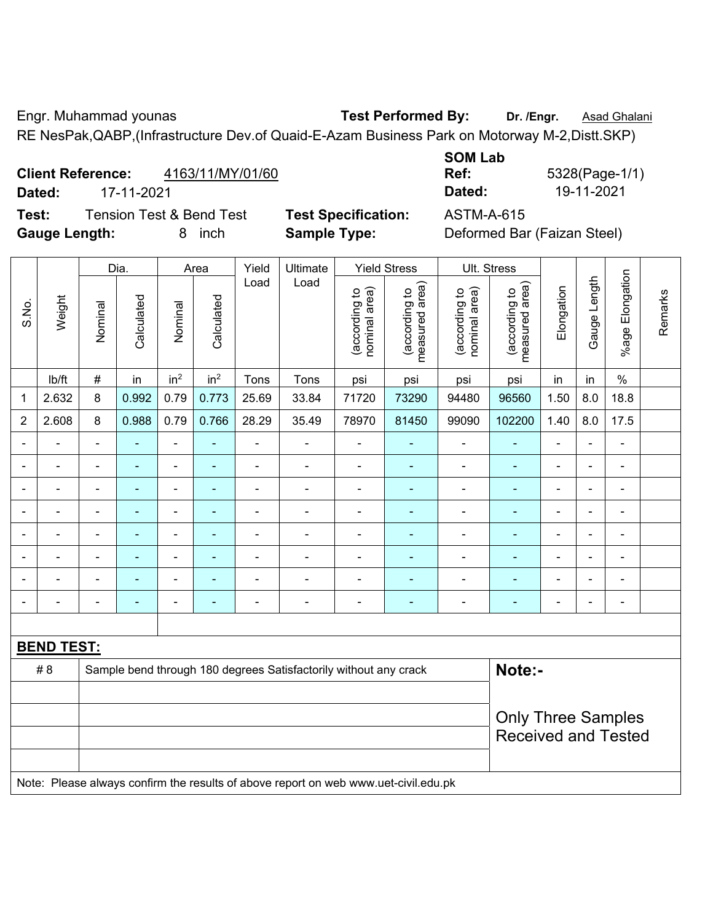Engr. Muhammad younas **Test Performed By:** **Dr. /Engr.** Asad Ghalani

RE NesPak,QABP,(Infrastructure Dev.of Quaid-E-Azam Business Park on Motorway M-2,Distt.SKP)

**Client Reference:** 4163/11/MY/01/60

**Dated:** 17-11-2021

**SOM Lab Ref:** 5328(Page-1/1)

**Dated:** 19-11-2021

**Test:** Tension Test & Bend Test **Test Specification:** ASTM-A-615

**Gauge Length:** 8 inch **Sample Type:** Deformed Bar (Faizan Steel)

| S.No. | Weight | Dia. | | Area | | Yield Load | Ultimate Load | Yield Stress | | Ult. Stress | | Elongation | Gauge Length | %age Elongation | Remarks |
|---|---|---|---|---|---|---|---|---|---|---|---|---|---|---|---|
| | | Nominal | Calculated | Nominal | Calculated | | | (according to nominal area) | (according to measured area) | (according to nominal area) | (according to measured area) | | | | |
| | lb/ft | # | in | in$^2$ | in$^2$ | Tons | Tons | psi | psi | psi | psi | in | in | % | |
| 1 | 2.632 | 8 | 0.992 | 0.79 | 0.773 | 25.69 | 33.84 | 71720 | 73290 | 94480 | 96560 | 1.50 | 8.0 | 18.8 | |
| 2 | 2.608 | 8 | 0.988 | 0.79 | 0.766 | 28.29 | 35.49 | 78970 | 81450 | 99090 | 102200 | 1.40 | 8.0 | 17.5 | |
| - | - | - | - | - | - | - | - | - | - | - | - | - | - | - | |
| - | - | - | - | - | - | - | - | - | - | - | - | - | - | - | |
| - | - | - | - | - | - | - | - | - | - | - | - | - | - | - | |
| - | - | - | - | - | - | - | - | - | - | - | - | - | - | - | |
| - | - | - | - | - | - | - | - | - | - | - | - | - | - | - | |
| - | - | - | - | - | - | - | - | - | - | - | - | - | - | - | |
| - | - | - | - | - | - | - | - | - | - | - | - | - | - | - | |
| - | - | - | - | - | - | - | - | - | - | - | - | - | - | - | |

**BEND TEST:**

| | | |
|---|---|---|
| # 8 | Sample bend through 180 degrees Satisfactorily without any crack | **Note:-** |
| | | Only Three Samples Received and Tested |

Note: Please always confirm the results of above report on web www.uet-civil.edu.pk